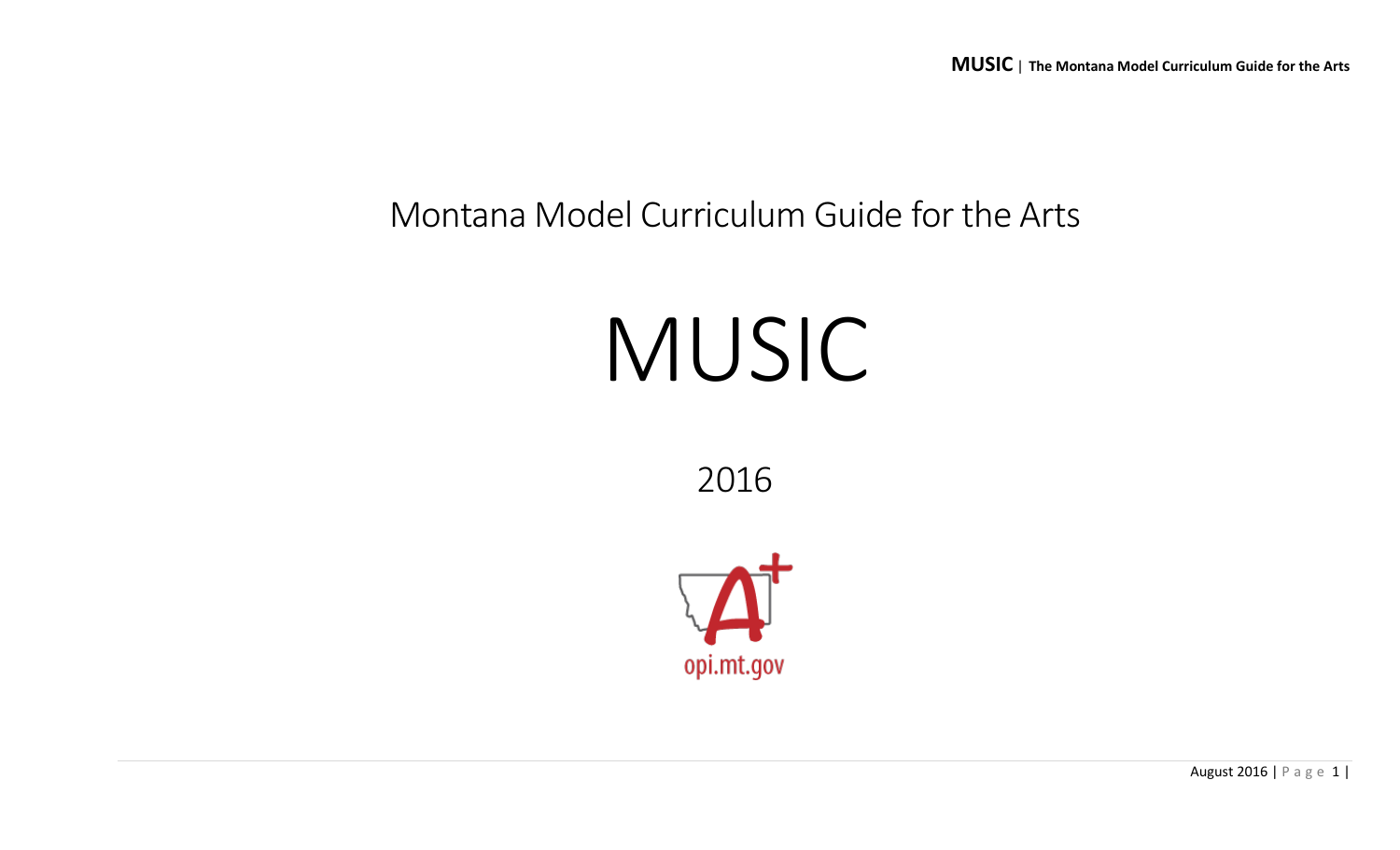Montana Model Curriculum Guide for the Arts

# MUSIC

2016

opi.mt.gov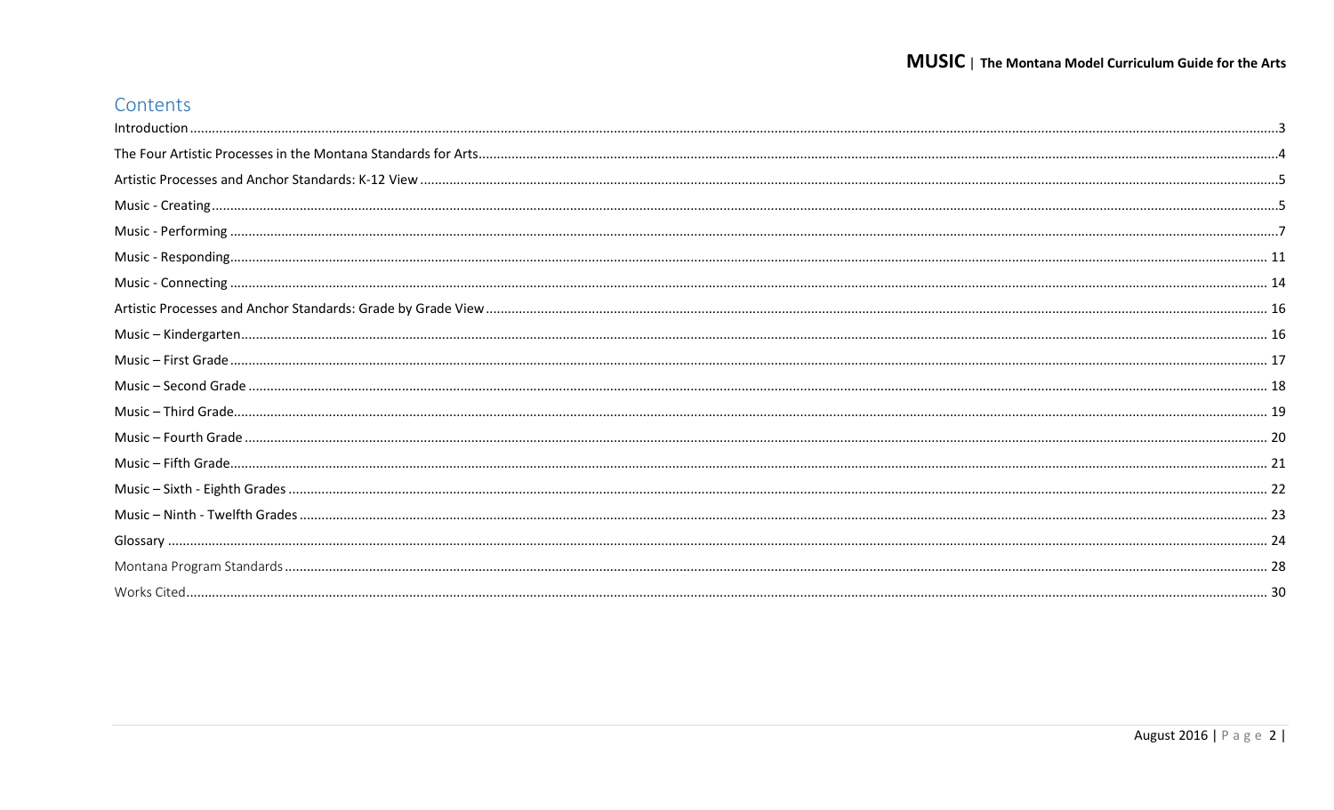# Contents

Introduction ........................................................................ 3
The Four Artistic Processes in the Montana Standards for Arts ........................ 4
Artistic Processes and Anchor Standards: K-12 View .................................. 5
Music - Creating ..................................................................... 5
Music - Performing ................................................................... 7
Music - Responding ................................................................... 11
Music - Connecting ................................................................... 14
Artistic Processes and Anchor Standards: Grade by Grade View ......................... 16
Music – Kindergarten ................................................................. 16
Music – First Grade .................................................................. 17
Music – Second Grade ................................................................. 18
Music – Third Grade .................................................................. 19
Music – Fourth Grade ................................................................. 20
Music – Fifth Grade .................................................................. 21
Music – Sixth - Eighth Grades ........................................................ 22
Music – Ninth - Twelfth Grades ....................................................... 23
Glossary ............................................................................. 24
Montana Program Standards ............................................................ 28
Works Cited .......................................................................... 30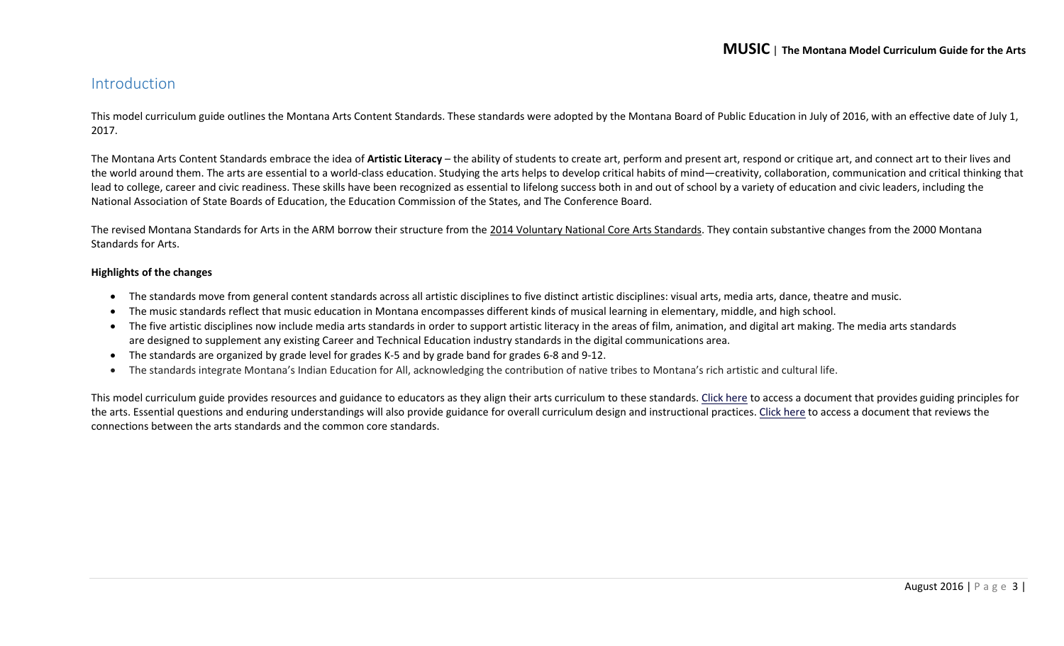## Introduction

This model curriculum guide outlines the Montana Arts Content Standards. These standards were adopted by the Montana Board of Public Education in July of 2016, with an effective date of July 1, 2017.

The Montana Arts Content Standards embrace the idea of **Artistic Literacy** – the ability of students to create art, perform and present art, respond or critique art, and connect art to their lives and the world around them. The arts are essential to a world-class education. Studying the arts helps to develop critical habits of mind—creativity, collaboration, communication and critical thinking that lead to college, career and civic readiness. These skills have been recognized as essential to lifelong success both in and out of school by a variety of education and civic leaders, including the National Association of State Boards of Education, the Education Commission of the States, and The Conference Board.

The revised Montana Standards for Arts in the ARM borrow their structure from the 2014 Voluntary National Core Arts Standards. They contain substantive changes from the 2000 Montana Standards for Arts.

**Highlights of the changes**

- The standards move from general content standards across all artistic disciplines to five distinct artistic disciplines: visual arts, media arts, dance, theatre and music.
- The music standards reflect that music education in Montana encompasses different kinds of musical learning in elementary, middle, and high school.
- The five artistic disciplines now include media arts standards in order to support artistic literacy in the areas of film, animation, and digital art making. The media arts standards are designed to supplement any existing Career and Technical Education industry standards in the digital communications area.
- The standards are organized by grade level for grades K-5 and by grade band for grades 6-8 and 9-12.
- The standards integrate Montana's Indian Education for All, acknowledging the contribution of native tribes to Montana's rich artistic and cultural life.

This model curriculum guide provides resources and guidance to educators as they align their arts curriculum to these standards. Click here to access a document that provides guiding principles for the arts. Essential questions and enduring understandings will also provide guidance for overall curriculum design and instructional practices. Click here to access a document that reviews the connections between the arts standards and the common core standards.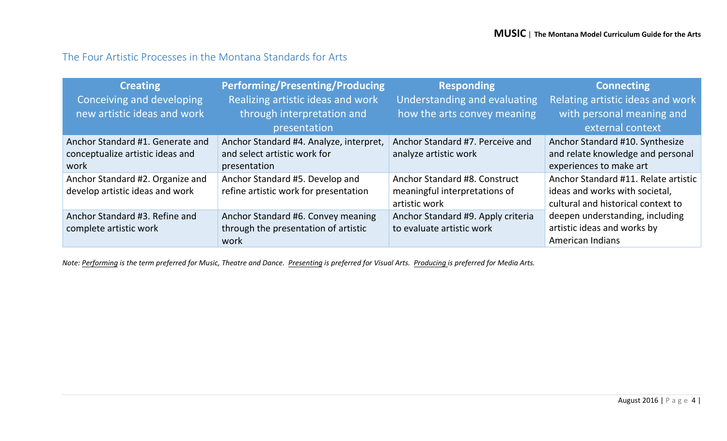## The Four Artistic Processes in the Montana Standards for Arts

| **Creating** Conceiving and developing new artistic ideas and work | **Performing/Presenting/Producing** Realizing artistic ideas and work through interpretation and presentation | **Responding** Understanding and evaluating how the arts convey meaning | **Connecting** Relating artistic ideas and work with personal meaning and external context |
|---|---|---|---|
| Anchor Standard #1. Generate and conceptualize artistic ideas and work | Anchor Standard #4. Analyze, interpret, and select artistic work for presentation | Anchor Standard #7. Perceive and analyze artistic work | Anchor Standard #10. Synthesize and relate knowledge and personal experiences to make art |
| Anchor Standard #2. Organize and develop artistic ideas and work | Anchor Standard #5. Develop and refine artistic work for presentation | Anchor Standard #8. Construct meaningful interpretations of artistic work | Anchor Standard #11. Relate artistic ideas and works with societal, cultural and historical context to deepen understanding, including artistic ideas and works by American Indians |
| Anchor Standard #3. Refine and complete artistic work | Anchor Standard #6. Convey meaning through the presentation of artistic work | Anchor Standard #9. Apply criteria to evaluate artistic work | |

*Note: Performing is the term preferred for Music, Theatre and Dance. Presenting is preferred for Visual Arts. Producing is preferred for Media Arts.*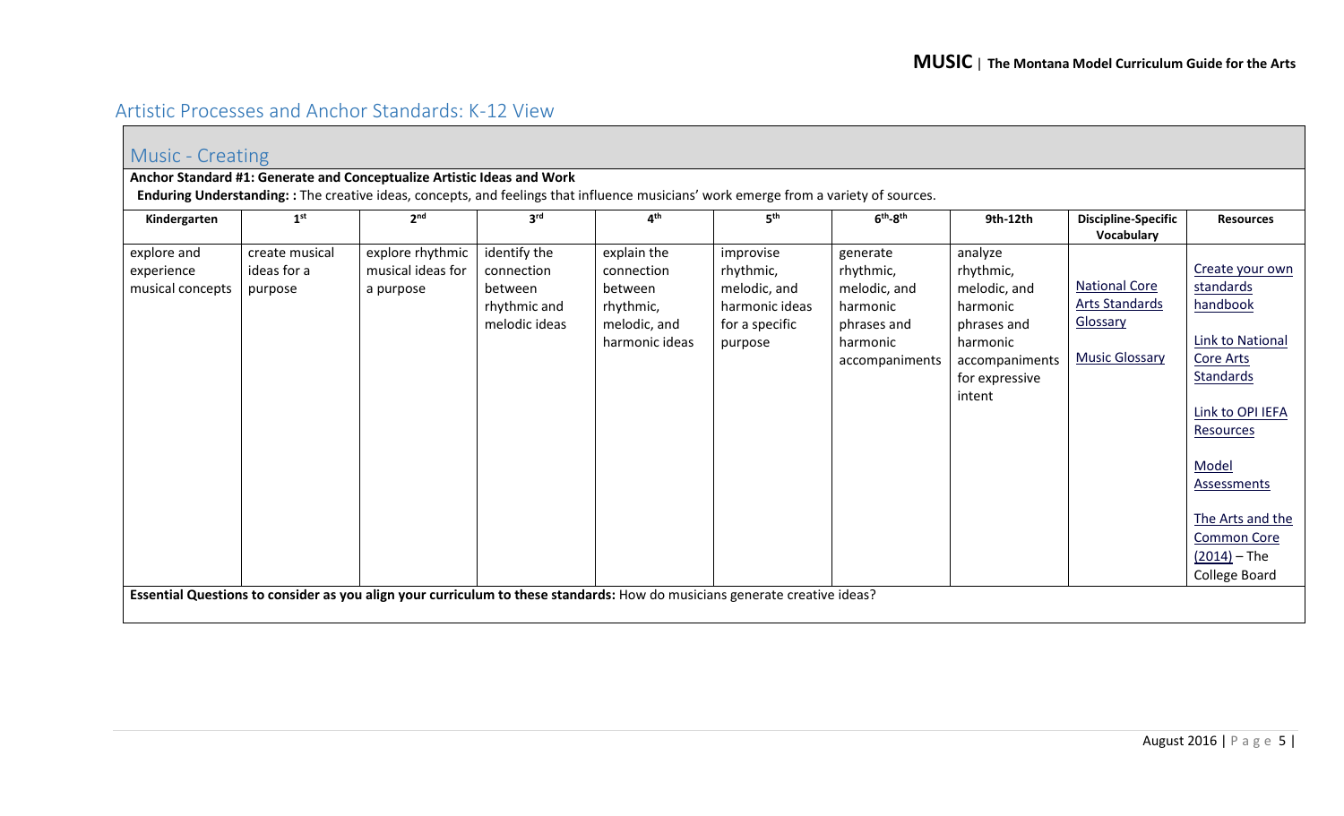## Artistic Processes and Anchor Standards: K-12 View

### Music - Creating

**Anchor Standard #1: Generate and Conceptualize Artistic Ideas and Work**

**Enduring Understanding: :** The creative ideas, concepts, and feelings that influence musicians' work emerge from a variety of sources.

| Kindergarten | 1st | 2nd | 3rd | 4th | 5th | 6th-8th | 9th-12th | Discipline-Specific Vocabulary | Resources |
|---|---|---|---|---|---|---|---|---|---|
| explore and experience musical concepts | create musical ideas for a purpose | explore rhythmic musical ideas for a purpose | identify the connection between rhythmic and melodic ideas | explain the connection between rhythmic, melodic, and harmonic ideas | improvise rhythmic, melodic, and harmonic ideas for a specific purpose | generate rhythmic, melodic, and harmonic phrases and harmonic accompaniments | analyze rhythmic, melodic, and harmonic phrases and harmonic accompaniments for expressive intent | National Core Arts Standards Glossary<br><br>Music Glossary | Create your own standards handbook<br><br>Link to National Core Arts Standards<br><br>Link to OPI IEFA Resources<br><br>Model Assessments<br><br>The Arts and the Common Core (2014) – The College Board |

**Essential Questions to consider as you align your curriculum to these standards:** How do musicians generate creative ideas?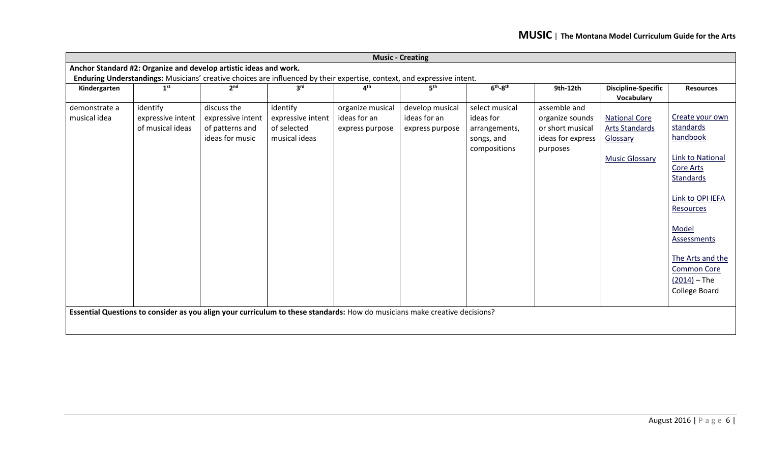| Music - Creating | | | | | | | | | |
|---|---|---|---|---|---|---|---|---|---|
| **Anchor Standard #2: Organize and develop artistic ideas and work.** | | | | | | | | | |
| **Enduring Understandings:** Musicians' creative choices are influenced by their expertise, context, and expressive intent. | | | | | | | | | |
| **Kindergarten** | **1st** | **2nd** | **3rd** | **4th** | **5th** | **6th-8th** | **9th-12th** | **Discipline-Specific Vocabulary** | **Resources** |
| demonstrate a musical idea | identify expressive intent of musical ideas | discuss the expressive intent of patterns and ideas for music | identify expressive intent of selected musical ideas | organize musical ideas for an express purpose | develop musical ideas for an express purpose | select musical ideas for arrangements, songs, and compositions | assemble and organize sounds or short musical ideas for express purposes | National Core Arts Standards Glossary<br><br>Music Glossary | Create your own standards handbook<br><br>Link to National Core Arts Standards<br><br>Link to OPI IEFA Resources<br><br>Model Assessments<br><br>The Arts and the Common Core (2014) – The College Board |
| **Essential Questions to consider as you align your curriculum to these standards:** How do musicians make creative decisions? | | | | | | | | | |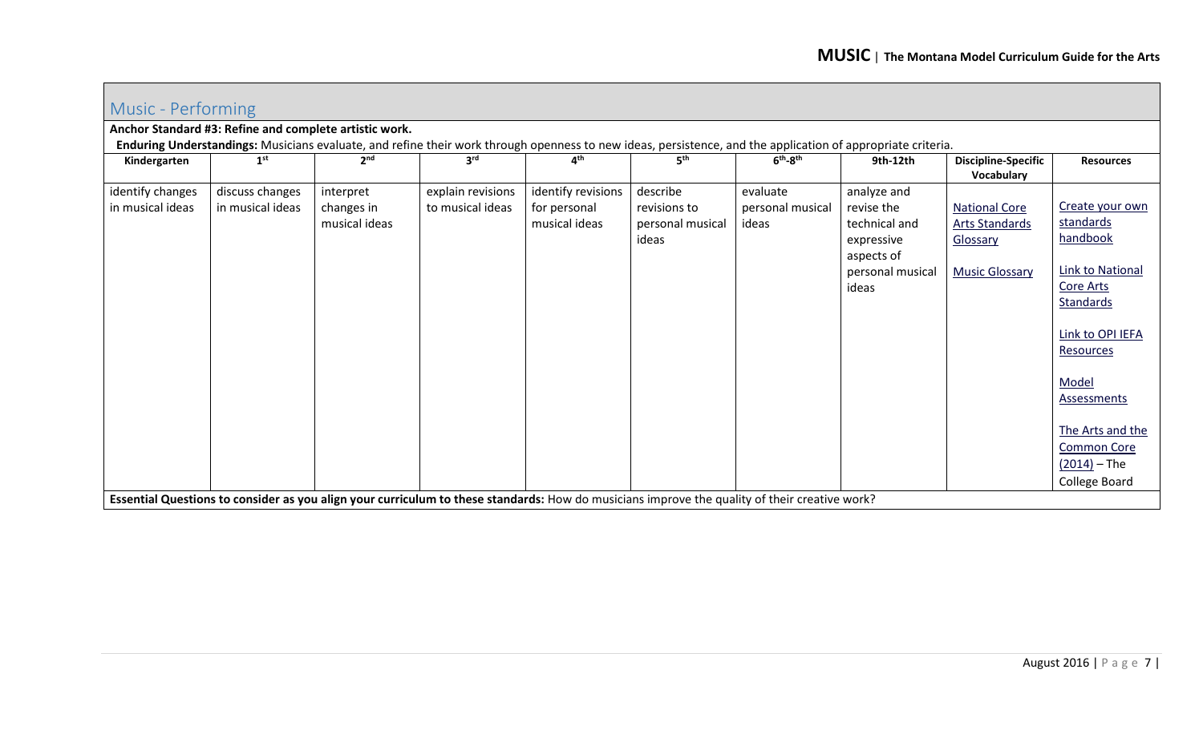## Music - Performing

**Anchor Standard #3: Refine and complete artistic work.**

**Enduring Understandings:** Musicians evaluate, and refine their work through openness to new ideas, persistence, and the application of appropriate criteria.

| Kindergarten | 1st | 2nd | 3rd | 4th | 5th | 6th-8th | 9th-12th | Discipline-Specific Vocabulary | Resources |
|---|---|---|---|---|---|---|---|---|---|
| identify changes in musical ideas | discuss changes in musical ideas | interpret changes in musical ideas | explain revisions to musical ideas | identify revisions for personal musical ideas | describe revisions to personal musical ideas | evaluate personal musical ideas | analyze and revise the technical and expressive aspects of personal musical ideas | National Core Arts Standards Glossary<br><br>Music Glossary | Create your own standards handbook<br><br>Link to National Core Arts Standards<br><br>Link to OPI IEFA Resources<br><br>Model Assessments<br><br>The Arts and the Common Core (2014) – The College Board |

**Essential Questions to consider as you align your curriculum to these standards:** How do musicians improve the quality of their creative work?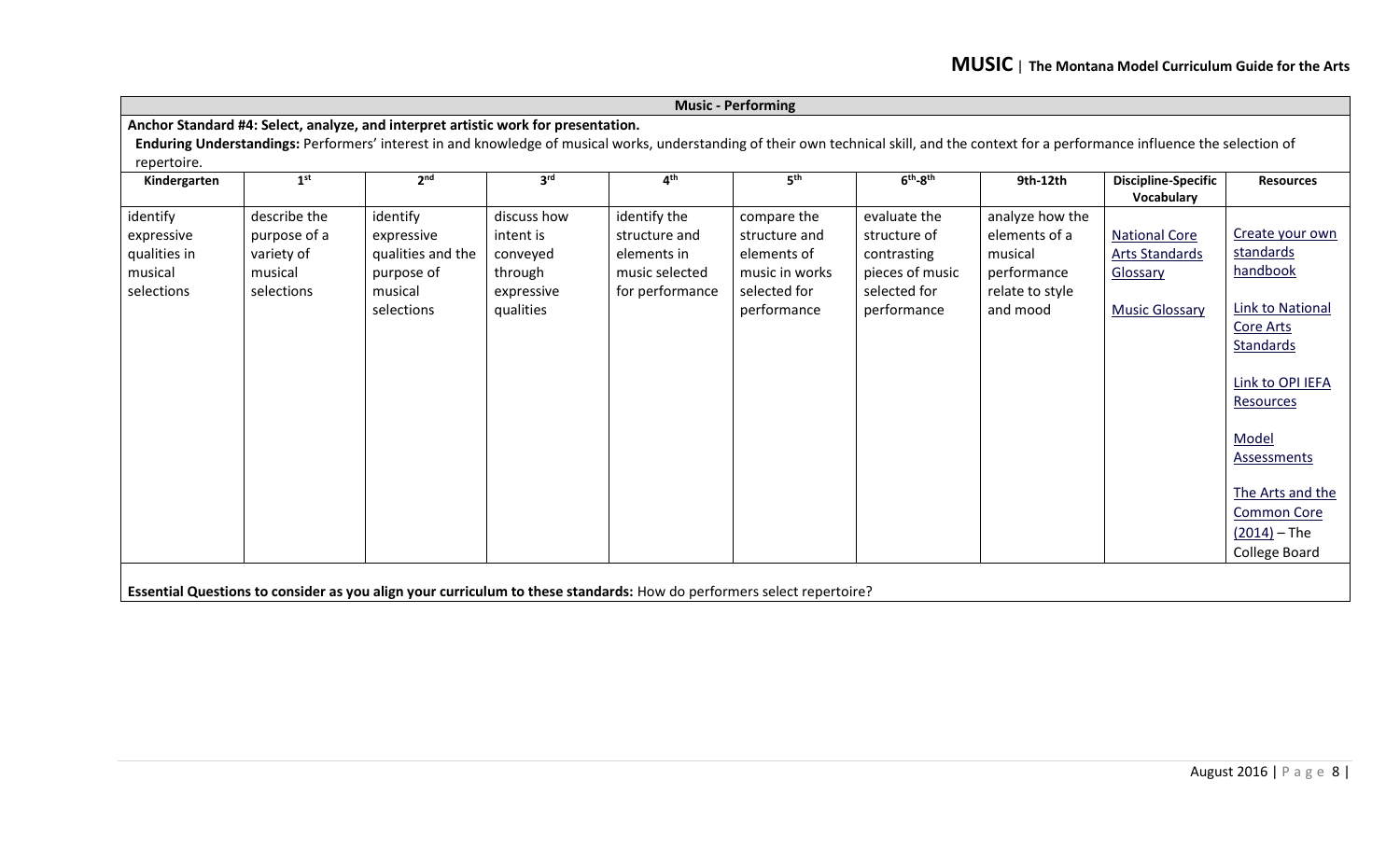| Music - Performing | | | | | | | | | |
|---|---|---|---|---|---|---|---|---|---|
| **Anchor Standard #4: Select, analyze, and interpret artistic work for presentation.** **Enduring Understandings:** Performers' interest in and knowledge of musical works, understanding of their own technical skill, and the context for a performance influence the selection of repertoire. | | | | | | | | | |
| **Kindergarten** | **1st** | **2nd** | **3rd** | **4th** | **5th** | **6th-8th** | **9th-12th** | **Discipline-Specific Vocabulary** | **Resources** |
| identify expressive qualities in musical selections | describe the purpose of a variety of musical selections | identify expressive qualities and the purpose of musical selections | discuss how intent is conveyed through expressive qualities | identify the structure and elements in music selected for performance | compare the structure and elements of music in works selected for performance | evaluate the structure of contrasting pieces of music selected for performance | analyze how the elements of a musical performance relate to style and mood | National Core Arts Standards Glossary<br><br>Music Glossary | Create your own standards handbook<br><br>Link to National Core Arts Standards<br><br>Link to OPI IEFA Resources<br><br>Model Assessments<br><br>The Arts and the Common Core (2014) – The College Board |
| **Essential Questions to consider as you align your curriculum to these standards:** How do performers select repertoire? | | | | | | | | | |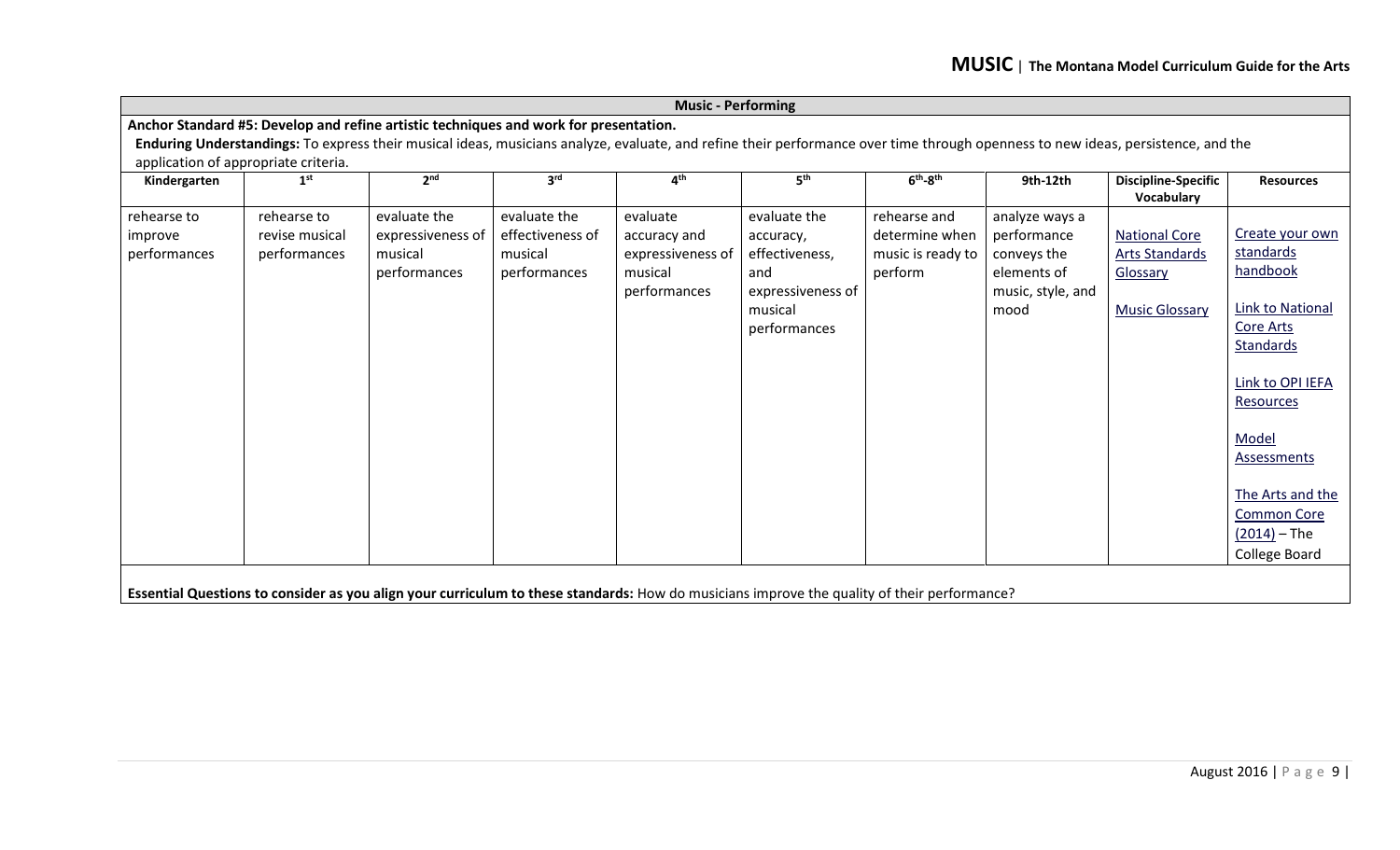**Music - Performing**

**Anchor Standard #5: Develop and refine artistic techniques and work for presentation.**

**Enduring Understandings:** To express their musical ideas, musicians analyze, evaluate, and refine their performance over time through openness to new ideas, persistence, and the application of appropriate criteria.

| Kindergarten | 1st | 2nd | 3rd | 4th | 5th | 6th-8th | 9th-12th | Discipline-Specific Vocabulary | Resources |
|---|---|---|---|---|---|---|---|---|---|
| rehearse to improve performances | rehearse to revise musical performances | evaluate the expressiveness of musical performances | evaluate the effectiveness of musical performances | evaluate accuracy and expressiveness of musical performances | evaluate the accuracy, effectiveness, and expressiveness of musical performances | rehearse and determine when music is ready to perform | analyze ways a performance conveys the elements of music, style, and mood | National Core Arts Standards Glossary<br><br>Music Glossary | Create your own standards handbook<br><br>Link to National Core Arts Standards<br><br>Link to OPI IEFA Resources<br><br>Model Assessments<br><br>The Arts and the Common Core (2014) – The College Board |

**Essential Questions to consider as you align your curriculum to these standards:** How do musicians improve the quality of their performance?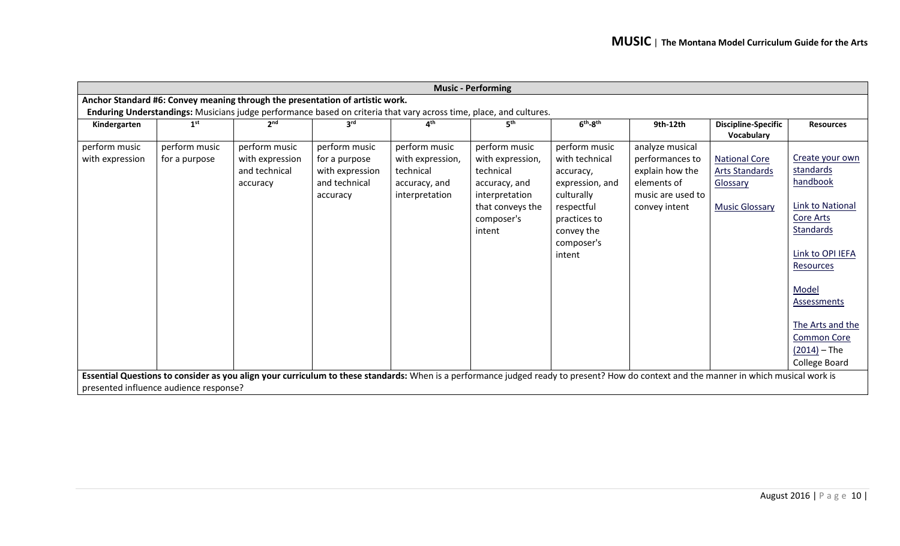| Music - Performing | | | | | | | | | |
|---|---|---|---|---|---|---|---|---|---|
| **Anchor Standard #6: Convey meaning through the presentation of artistic work.** **Enduring Understandings:** Musicians judge performance based on criteria that vary across time, place, and cultures. | | | | | | | | | |
| **Kindergarten** | **1st** | **2nd** | **3rd** | **4th** | **5th** | **6th-8th** | **9th-12th** | **Discipline-Specific Vocabulary** | **Resources** |
| perform music with expression | perform music for a purpose | perform music with expression and technical accuracy | perform music for a purpose with expression and technical accuracy | perform music with expression, technical accuracy, and interpretation | perform music with expression, technical accuracy, and interpretation that conveys the composer's intent | perform music with technical accuracy, expression, and culturally respectful practices to convey the composer's intent | analyze musical performances to explain how the elements of music are used to convey intent | National Core Arts Standards Glossary<br><br>Music Glossary | Create your own standards handbook<br><br>Link to National Core Arts Standards<br><br>Link to OPI IEFA Resources<br><br>Model Assessments<br><br>The Arts and the Common Core (2014) – The College Board |
| **Essential Questions to consider as you align your curriculum to these standards:** When is a performance judged ready to present? How do context and the manner in which musical work is presented influence audience response? | | | | | | | | | |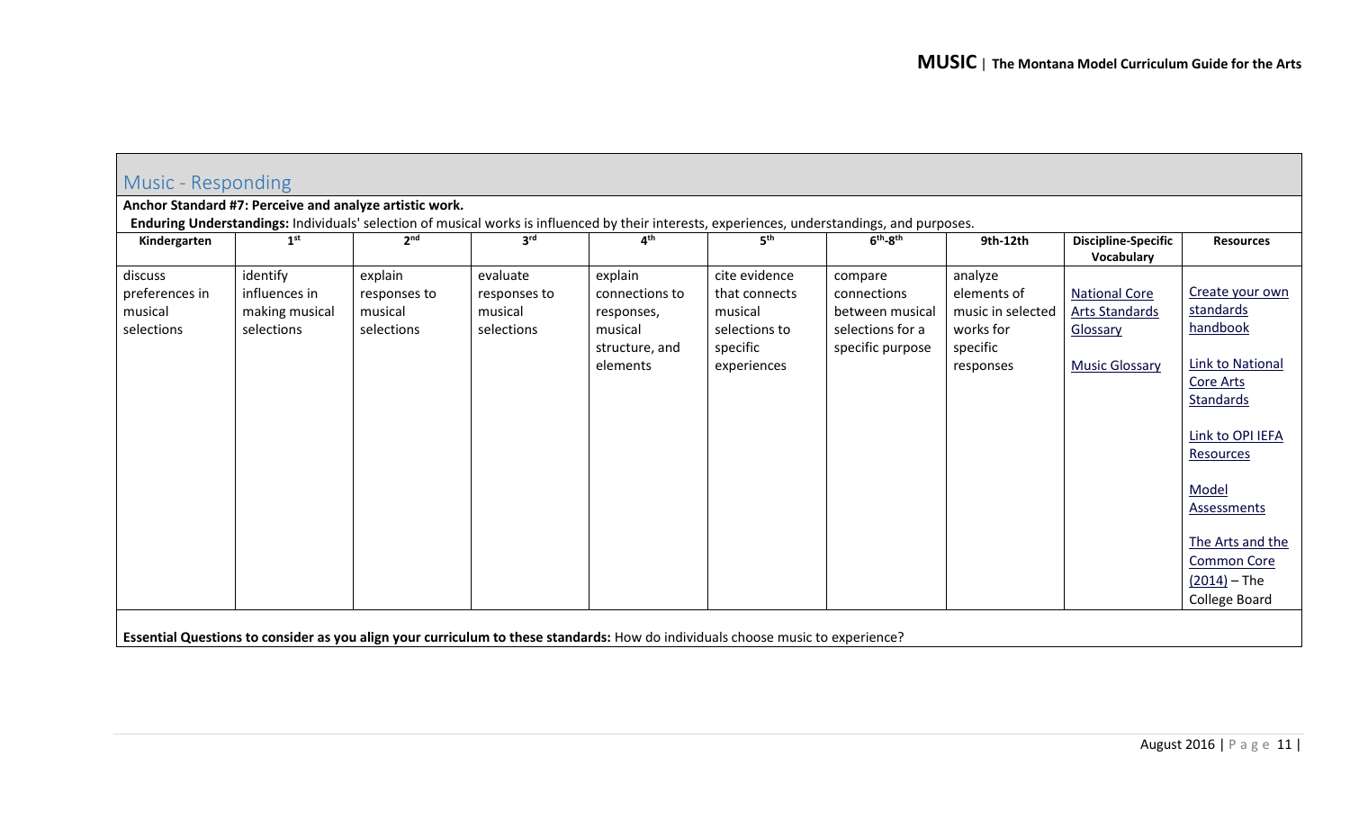## Music - Responding

**Anchor Standard #7: Perceive and analyze artistic work.**

**Enduring Understandings:** Individuals' selection of musical works is influenced by their interests, experiences, understandings, and purposes.

| Kindergarten | 1st | 2nd | 3rd | 4th | 5th | 6th-8th | 9th-12th | Discipline-Specific Vocabulary | Resources |
|---|---|---|---|---|---|---|---|---|---|
| discuss preferences in musical selections | identify influences in making musical selections | explain responses to musical selections | evaluate responses to musical selections | explain connections to responses, musical structure, and elements | cite evidence that connects musical selections to specific experiences | compare connections between musical selections for a specific purpose | analyze elements of music in selected works for specific responses | National Core Arts Standards Glossary<br><br>Music Glossary | Create your own standards handbook<br><br>Link to National Core Arts Standards<br><br>Link to OPI IEFA Resources<br><br>Model Assessments<br><br>The Arts and the Common Core (2014) – The College Board |

**Essential Questions to consider as you align your curriculum to these standards:** How do individuals choose music to experience?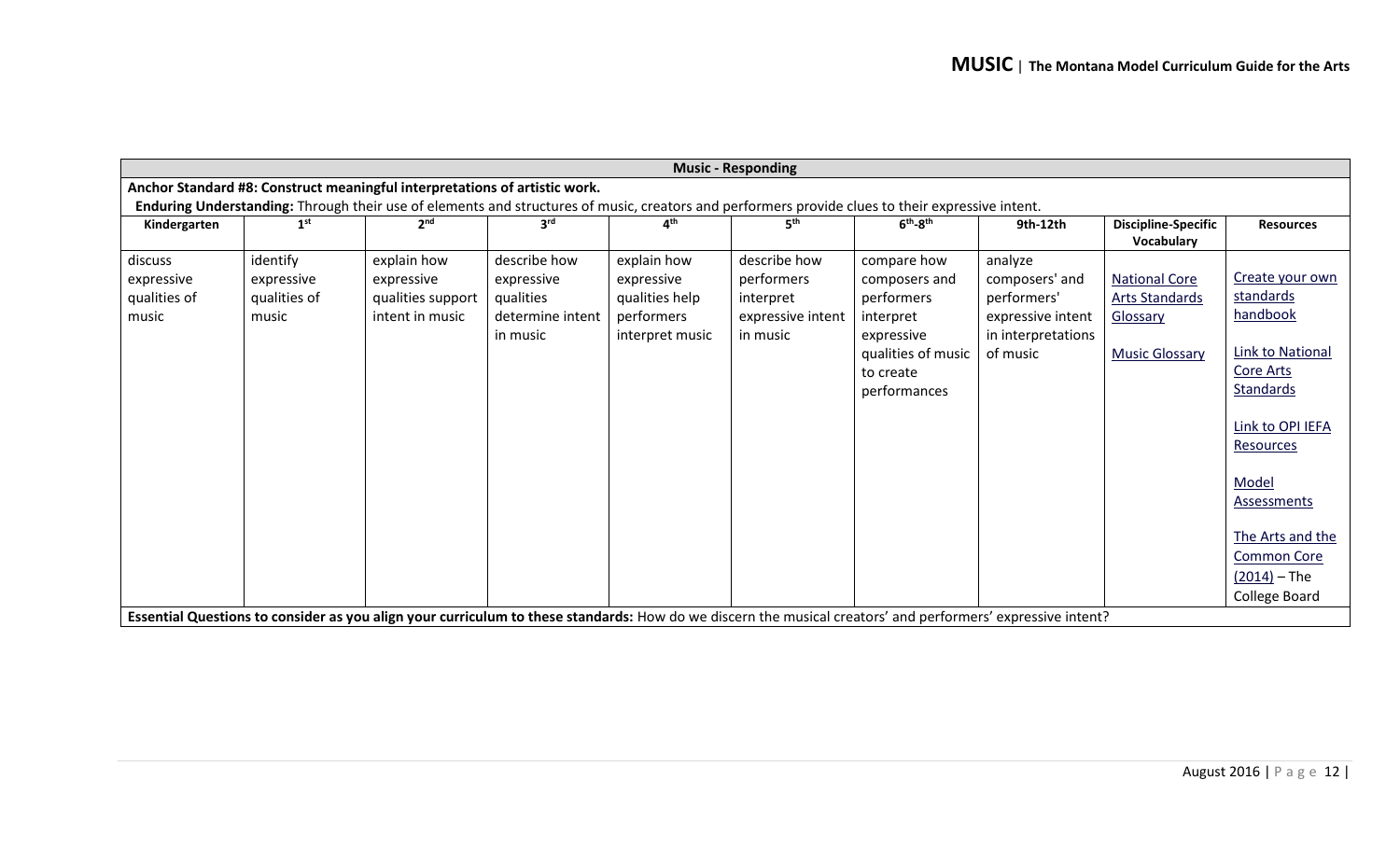| Music - Responding | | | | | | | | | |
|---|---|---|---|---|---|---|---|---|---|
| **Anchor Standard #8: Construct meaningful interpretations of artistic work.** | | | | | | | | | |
| **Enduring Understanding:** Through their use of elements and structures of music, creators and performers provide clues to their expressive intent. | | | | | | | | | |
| **Kindergarten** | **1st** | **2nd** | **3rd** | **4th** | **5th** | **6th-8th** | **9th-12th** | **Discipline-Specific Vocabulary** | **Resources** |
| discuss expressive qualities of music | identify expressive qualities of music | explain how expressive qualities support intent in music | describe how expressive qualities determine intent in music | explain how expressive qualities help performers interpret music | describe how performers interpret expressive intent in music | compare how composers and performers interpret expressive qualities of music to create performances | analyze composers' and performers' expressive intent in interpretations of music | National Core Arts Standards Glossary<br><br>Music Glossary | Create your own standards handbook<br><br>Link to National Core Arts Standards<br><br>Link to OPI IEFA Resources<br><br>Model Assessments<br><br>The Arts and the Common Core (2014) – The College Board |
| **Essential Questions to consider as you align your curriculum to these standards:** How do we discern the musical creators' and performers' expressive intent? | | | | | | | | | |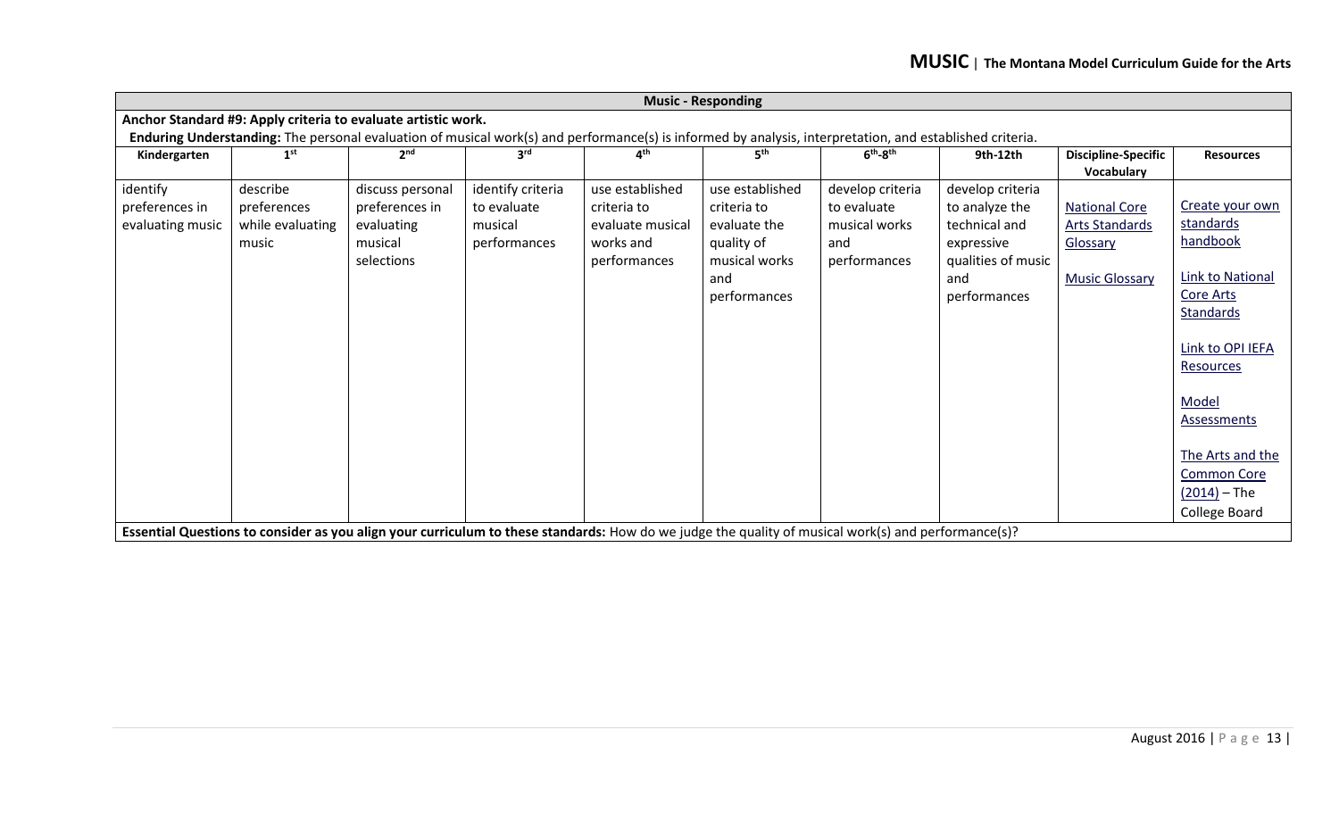| Music - Responding | | | | | | | | | |
|---|---|---|---|---|---|---|---|---|---|
| **Anchor Standard #9: Apply criteria to evaluate artistic work.** **Enduring Understanding:** The personal evaluation of musical work(s) and performance(s) is informed by analysis, interpretation, and established criteria. | | | | | | | | | |
| **Kindergarten** | **1st** | **2nd** | **3rd** | **4th** | **5th** | **6th-8th** | **9th-12th** | **Discipline-Specific Vocabulary** | **Resources** |
| identify preferences in evaluating music | describe preferences while evaluating music | discuss personal preferences in evaluating musical selections | identify criteria to evaluate musical performances | use established criteria to evaluate musical works and performances | use established criteria to evaluate the quality of musical works and performances | develop criteria to evaluate musical works and performances | develop criteria to analyze the technical and expressive qualities of music and performances | National Core Arts Standards Glossary<br><br>Music Glossary | Create your own standards handbook<br><br>Link to National Core Arts Standards<br><br>Link to OPI IEFA Resources<br><br>Model Assessments<br><br>The Arts and the Common Core (2014) – The College Board |
| **Essential Questions to consider as you align your curriculum to these standards:** How do we judge the quality of musical work(s) and performance(s)? | | | | | | | | | |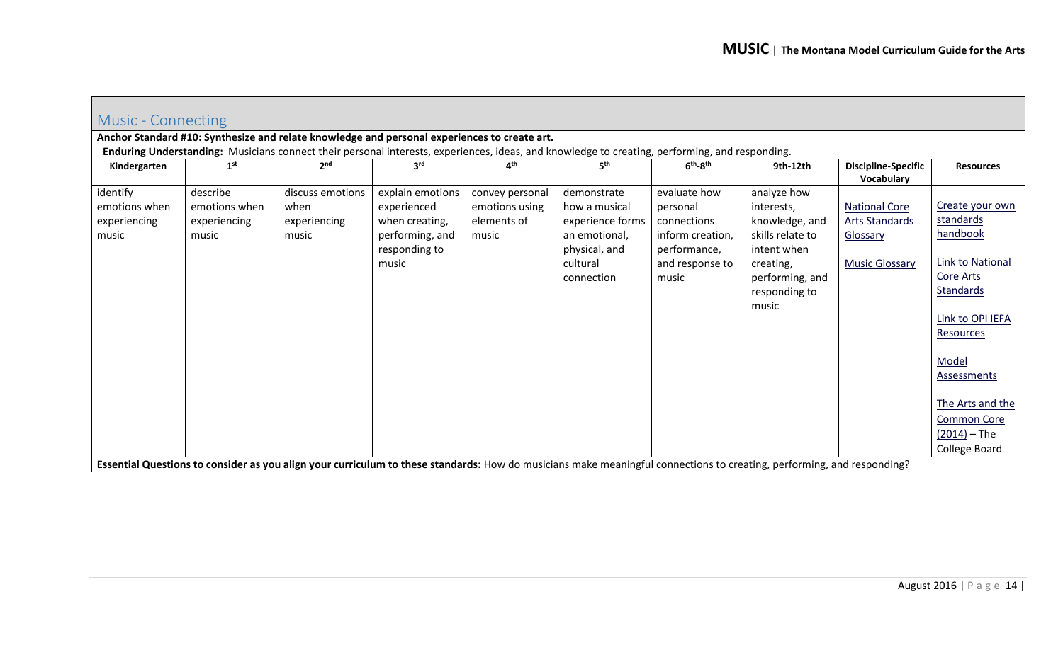## Music - Connecting

**Anchor Standard #10: Synthesize and relate knowledge and personal experiences to create art.**

**Enduring Understanding:** Musicians connect their personal interests, experiences, ideas, and knowledge to creating, performing, and responding.

| Kindergarten | 1st | 2nd | 3rd | 4th | 5th | 6th-8th | 9th-12th | Discipline-Specific Vocabulary | Resources |
|---|---|---|---|---|---|---|---|---|---|
| identify emotions when experiencing music | describe emotions when experiencing music | discuss emotions when experiencing music | explain emotions experienced when creating, performing, and responding to music | convey personal emotions using elements of music | demonstrate how a musical experience forms an emotional, physical, and cultural connection | evaluate how personal connections inform creation, performance, and response to music | analyze how interests, knowledge, and skills relate to intent when creating, performing, and responding to music | National Core Arts Standards Glossary<br><br>Music Glossary | Create your own standards handbook<br><br>Link to National Core Arts Standards<br><br>Link to OPI IEFA Resources<br><br>Model Assessments<br><br>The Arts and the Common Core (2014) – The College Board |

**Essential Questions to consider as you align your curriculum to these standards:** How do musicians make meaningful connections to creating, performing, and responding?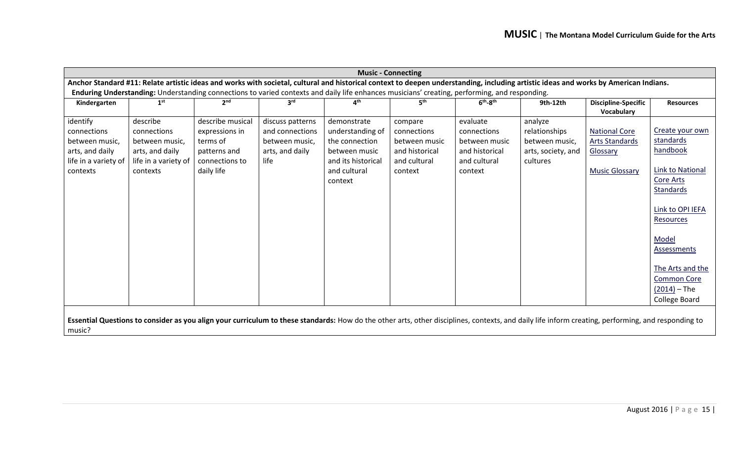| Music - Connecting | | | | | | | | | |
|---|---|---|---|---|---|---|---|---|---|
| **Anchor Standard #11: Relate artistic ideas and works with societal, cultural and historical context to deepen understanding, including artistic ideas and works by American Indians.** | | | | | | | | | |
| **Enduring Understanding:** Understanding connections to varied contexts and daily life enhances musicians' creating, performing, and responding. | | | | | | | | | |
| **Kindergarten** | **1st** | **2nd** | **3rd** | **4th** | **5th** | **6th-8th** | **9th-12th** | **Discipline-Specific Vocabulary** | **Resources** |
| identify connections between music, arts, and daily life in a variety of contexts | describe connections between music, arts, and daily life in a variety of contexts | describe musical expressions in terms of patterns and connections to daily life | discuss patterns and connections between music, arts, and daily life | demonstrate understanding of the connection between music and its historical and cultural context | compare connections between music and historical and cultural context | evaluate connections between music and historical and cultural context | analyze relationships between music, arts, society, and cultures | National Core Arts Standards Glossary<br><br>Music Glossary | Create your own standards handbook<br><br>Link to National Core Arts Standards<br><br>Link to OPI IEFA Resources<br><br>Model Assessments<br><br>The Arts and the Common Core (2014) – The College Board |
| **Essential Questions to consider as you align your curriculum to these standards:** How do the other arts, other disciplines, contexts, and daily life inform creating, performing, and responding to music? | | | | | | | | | |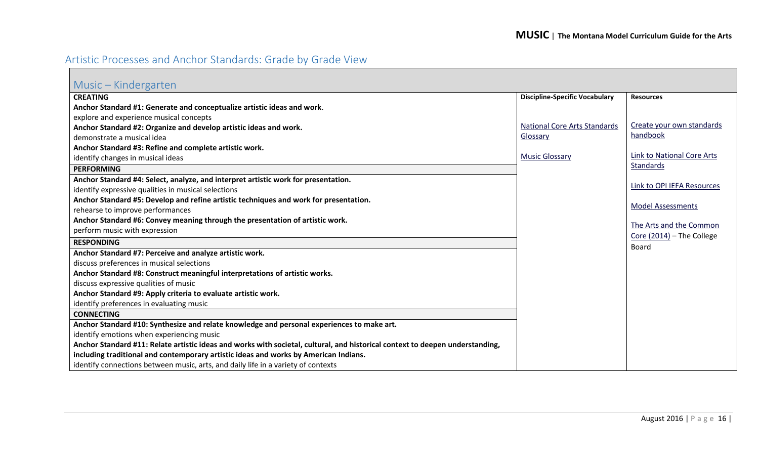## Artistic Processes and Anchor Standards: Grade by Grade View

### Music – Kindergarten

| | Discipline-Specific Vocabulary | Resources |
|---|---|---|
| **CREATING** | [National Core Arts Standards Glossary](#) | [Create your own standards handbook](#) |
| **Anchor Standard #1: Generate and conceptualize artistic ideas and work**. | [Music Glossary](#) | [Link to National Core Arts Standards](#) |
| explore and experience musical concepts | | [Link to OPI IEFA Resources](#) |
| **Anchor Standard #2: Organize and develop artistic ideas and work.** | | [Model Assessments](#) |
| demonstrate a musical idea | | [The Arts and the Common Core (2014)](#) – The College Board |
| **Anchor Standard #3: Refine and complete artistic work.** | | |
| identify changes in musical ideas | | |
| **PERFORMING** | | |
| **Anchor Standard #4: Select, analyze, and interpret artistic work for presentation.** | | |
| identify expressive qualities in musical selections | | |
| **Anchor Standard #5: Develop and refine artistic techniques and work for presentation.** | | |
| rehearse to improve performances | | |
| **Anchor Standard #6: Convey meaning through the presentation of artistic work.** | | |
| perform music with expression | | |
| **RESPONDING** | | |
| **Anchor Standard #7: Perceive and analyze artistic work.** | | |
| discuss preferences in musical selections | | |
| **Anchor Standard #8: Construct meaningful interpretations of artistic works.** | | |
| discuss expressive qualities of music | | |
| **Anchor Standard #9: Apply criteria to evaluate artistic work.** | | |
| identify preferences in evaluating music | | |
| **CONNECTING** | | |
| **Anchor Standard #10: Synthesize and relate knowledge and personal experiences to make art.** | | |
| identify emotions when experiencing music | | |
| **Anchor Standard #11: Relate artistic ideas and works with societal, cultural, and historical context to deepen understanding, including traditional and contemporary artistic ideas and works by American Indians.** | | |
| identify connections between music, arts, and daily life in a variety of contexts | | |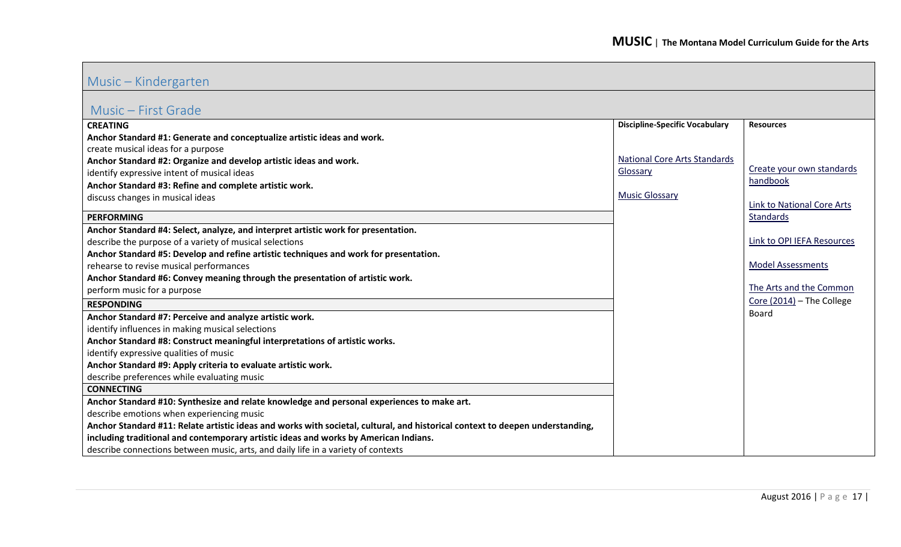## Music – Kindergarten

## Music – First Grade

| | Discipline-Specific Vocabulary | Resources |
|---|---|---|
| **CREATING** | National Core Arts Standards Glossary | Create your own standards handbook |
| **Anchor Standard #1: Generate and conceptualize artistic ideas and work.** | Music Glossary | Link to National Core Arts Standards |
| create musical ideas for a purpose | | Link to OPI IEFA Resources |
| **Anchor Standard #2: Organize and develop artistic ideas and work.** | | Model Assessments |
| identify expressive intent of musical ideas | | The Arts and the Common Core (2014) – The College Board |
| **Anchor Standard #3: Refine and complete artistic work.** | | |
| discuss changes in musical ideas | | |
| **PERFORMING** | | |
| **Anchor Standard #4: Select, analyze, and interpret artistic work for presentation.** | | |
| describe the purpose of a variety of musical selections | | |
| **Anchor Standard #5: Develop and refine artistic techniques and work for presentation.** | | |
| rehearse to revise musical performances | | |
| **Anchor Standard #6: Convey meaning through the presentation of artistic work.** | | |
| perform music for a purpose | | |
| **RESPONDING** | | |
| **Anchor Standard #7: Perceive and analyze artistic work.** | | |
| identify influences in making musical selections | | |
| **Anchor Standard #8: Construct meaningful interpretations of artistic works.** | | |
| identify expressive qualities of music | | |
| **Anchor Standard #9: Apply criteria to evaluate artistic work.** | | |
| describe preferences while evaluating music | | |
| **CONNECTING** | | |
| **Anchor Standard #10: Synthesize and relate knowledge and personal experiences to make art.** | | |
| describe emotions when experiencing music | | |
| **Anchor Standard #11: Relate artistic ideas and works with societal, cultural, and historical context to deepen understanding, including traditional and contemporary artistic ideas and works by American Indians.** | | |
| describe connections between music, arts, and daily life in a variety of contexts | | |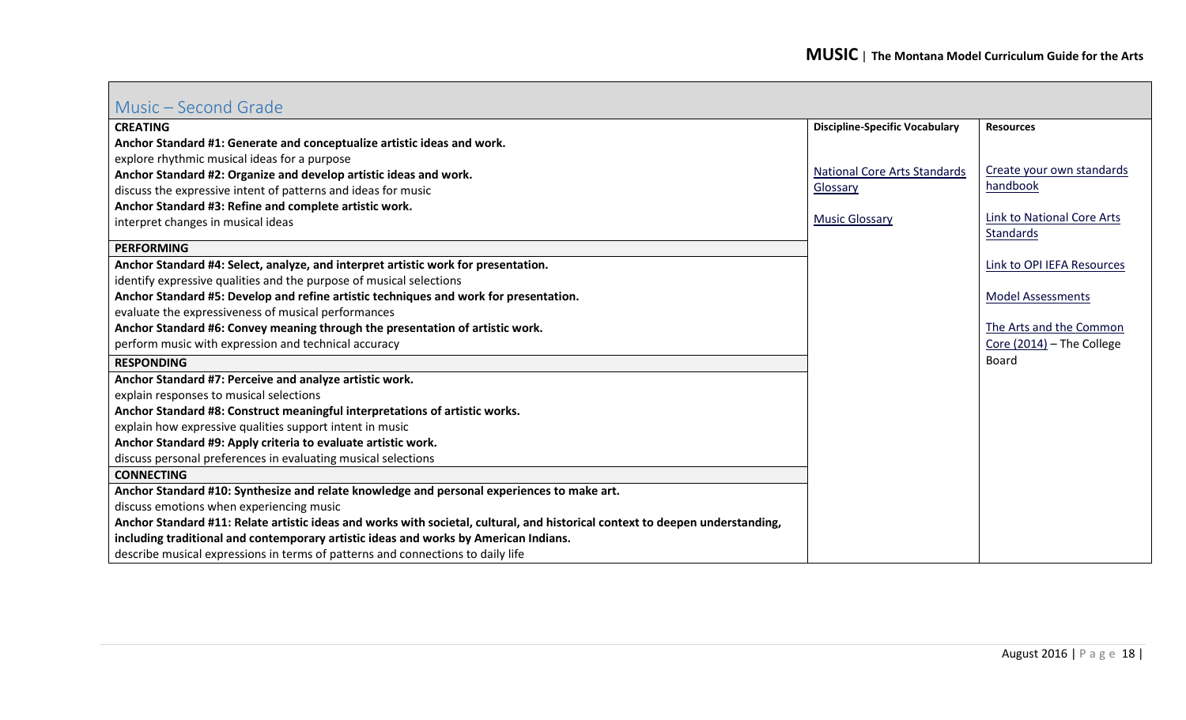## Music – Second Grade

| CREATING | Discipline-Specific Vocabulary | Resources |
|---|---|---|
| **Anchor Standard #1: Generate and conceptualize artistic ideas and work.**<br>explore rhythmic musical ideas for a purpose<br>**Anchor Standard #2: Organize and develop artistic ideas and work.**<br>discuss the expressive intent of patterns and ideas for music<br>**Anchor Standard #3: Refine and complete artistic work.**<br>interpret changes in musical ideas | National Core Arts Standards Glossary<br><br>Music Glossary | Create your own standards handbook<br><br>Link to National Core Arts Standards<br><br>Link to OPI IEFA Resources<br><br>Model Assessments<br><br>The Arts and the Common Core (2014) – The College Board |
| **PERFORMING** | | |
| **Anchor Standard #4: Select, analyze, and interpret artistic work for presentation.**<br>identify expressive qualities and the purpose of musical selections<br>**Anchor Standard #5: Develop and refine artistic techniques and work for presentation.**<br>evaluate the expressiveness of musical performances<br>**Anchor Standard #6: Convey meaning through the presentation of artistic work.**<br>perform music with expression and technical accuracy | | |
| **RESPONDING** | | |
| **Anchor Standard #7: Perceive and analyze artistic work.**<br>explain responses to musical selections<br>**Anchor Standard #8: Construct meaningful interpretations of artistic works.**<br>explain how expressive qualities support intent in music<br>**Anchor Standard #9: Apply criteria to evaluate artistic work.**<br>discuss personal preferences in evaluating musical selections | | |
| **CONNECTING** | | |
| **Anchor Standard #10: Synthesize and relate knowledge and personal experiences to make art.**<br>discuss emotions when experiencing music<br>**Anchor Standard #11: Relate artistic ideas and works with societal, cultural, and historical context to deepen understanding, including traditional and contemporary artistic ideas and works by American Indians.**<br>describe musical expressions in terms of patterns and connections to daily life | | |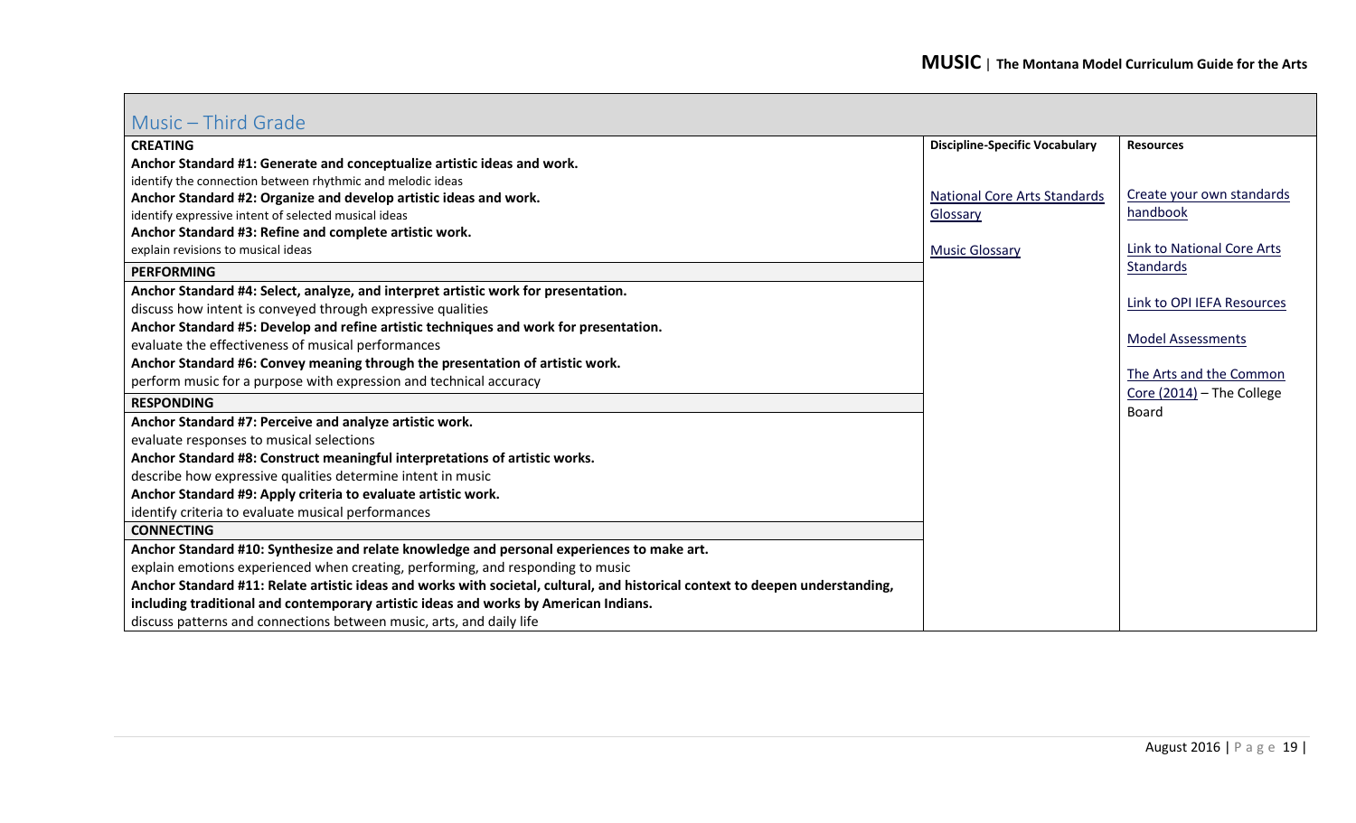## Music –-Third Grade

| | Discipline-Specific Vocabulary | Resources |
|---|---|---|
| **CREATING** | | |
| **Anchor Standard #1: Generate and conceptualize artistic ideas and work.** | | |
| identify the connection between rhythmic and melodic ideas | National Core Arts Standards Glossary | Create your own standards handbook |
| **Anchor Standard #2: Organize and develop artistic ideas and work.** | | |
| identify expressive intent of selected musical ideas | Music Glossary | Link to National Core Arts Standards |
| **Anchor Standard #3: Refine and complete artistic work.** | | |
| explain revisions to musical ideas | | Link to OPI IEFA Resources |
| **PERFORMING** | | |
| **Anchor Standard #4: Select, analyze, and interpret artistic work for presentation.** | | Model Assessments |
| discuss how intent is conveyed through expressive qualities | | |
| **Anchor Standard #5: Develop and refine artistic techniques and work for presentation.** | | The Arts and the Common Core (2014) – The College Board |
| evaluate the effectiveness of musical performances | | |
| **Anchor Standard #6: Convey meaning through the presentation of artistic work.** | | |
| perform music for a purpose with expression and technical accuracy | | |
| **RESPONDING** | | |
| **Anchor Standard #7: Perceive and analyze artistic work.** | | |
| evaluate responses to musical selections | | |
| **Anchor Standard #8: Construct meaningful interpretations of artistic works.** | | |
| describe how expressive qualities determine intent in music | | |
| **Anchor Standard #9: Apply criteria to evaluate artistic work.** | | |
| identify criteria to evaluate musical performances | | |
| **CONNECTING** | | |
| **Anchor Standard #10: Synthesize and relate knowledge and personal experiences to make art.** | | |
| explain emotions experienced when creating, performing, and responding to music | | |
| **Anchor Standard #11: Relate artistic ideas and works with societal, cultural, and historical context to deepen understanding, including traditional and contemporary artistic ideas and works by American Indians.** | | |
| discuss patterns and connections between music, arts, and daily life | | |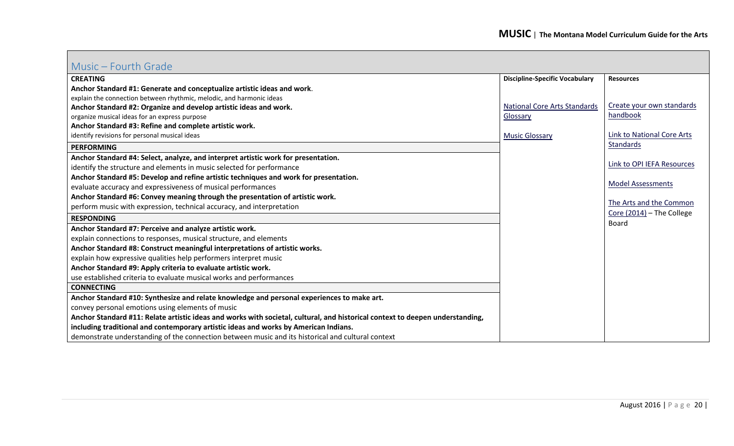## Music –-Fourth Grade

| | Discipline-Specific Vocabulary | Resources |
|---|---|---|
| **CREATING** | | |
| **Anchor Standard #1: Generate and conceptualize artistic ideas and work.** | | |
| explain the connection between rhythmic, melodic, and harmonic ideas | | |
| **Anchor Standard #2: Organize and develop artistic ideas and work.** | National Core Arts Standards Glossary | Create your own standards handbook |
| organize musical ideas for an express purpose | | |
| **Anchor Standard #3: Refine and complete artistic work.** | | |
| identify revisions for personal musical ideas | Music Glossary | Link to National Core Arts Standards |
| **PERFORMING** | | |
| **Anchor Standard #4: Select, analyze, and interpret artistic work for presentation.** | | |
| identify the structure and elements in music selected for performance | | Link to OPI IEFA Resources |
| **Anchor Standard #5: Develop and refine artistic techniques and work for presentation.** | | |
| evaluate accuracy and expressiveness of musical performances | | Model Assessments |
| **Anchor Standard #6: Convey meaning through the presentation of artistic work.** | | |
| perform music with expression, technical accuracy, and interpretation | | The Arts and the Common Core (2014) – The College Board |
| **RESPONDING** | | |
| **Anchor Standard #7: Perceive and analyze artistic work.** | | |
| explain connections to responses, musical structure, and elements | | |
| **Anchor Standard #8: Construct meaningful interpretations of artistic works.** | | |
| explain how expressive qualities help performers interpret music | | |
| **Anchor Standard #9: Apply criteria to evaluate artistic work.** | | |
| use established criteria to evaluate musical works and performances | | |
| **CONNECTING** | | |
| **Anchor Standard #10: Synthesize and relate knowledge and personal experiences to make art.** | | |
| convey personal emotions using elements of music | | |
| **Anchor Standard #11: Relate artistic ideas and works with societal, cultural, and historical context to deepen understanding, including traditional and contemporary artistic ideas and works by American Indians.** | | |
| demonstrate understanding of the connection between music and its historical and cultural context | | |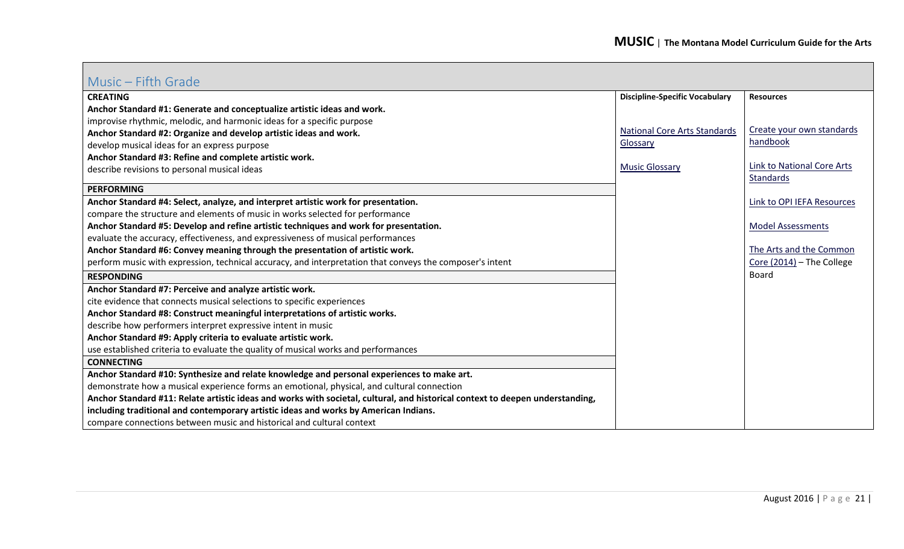## Music –Fifth Grade

| | Discipline-Specific Vocabulary | Resources |
|---|---|---|
| **CREATING** | National Core Arts Standards Glossary | Create your own standards handbook |
| **Anchor Standard #1: Generate and conceptualize artistic ideas and work.** | Music Glossary | Link to National Core Arts Standards |
| improvise rhythmic, melodic, and harmonic ideas for a specific purpose | | Link to OPI IEFA Resources |
| **Anchor Standard #2: Organize and develop artistic ideas and work.** | | Model Assessments |
| develop musical ideas for an express purpose | | The Arts and the Common Core (2014) – The College Board |
| **Anchor Standard #3: Refine and complete artistic work.** | | |
| describe revisions to personal musical ideas | | |
| **PERFORMING** | | |
| **Anchor Standard #4: Select, analyze, and interpret artistic work for presentation.** | | |
| compare the structure and elements of music in works selected for performance | | |
| **Anchor Standard #5: Develop and refine artistic techniques and work for presentation.** | | |
| evaluate the accuracy, effectiveness, and expressiveness of musical performances | | |
| **Anchor Standard #6: Convey meaning through the presentation of artistic work.** | | |
| perform music with expression, technical accuracy, and interpretation that conveys the composer's intent | | |
| **RESPONDING** | | |
| **Anchor Standard #7: Perceive and analyze artistic work.** | | |
| cite evidence that connects musical selections to specific experiences | | |
| **Anchor Standard #8: Construct meaningful interpretations of artistic works.** | | |
| describe how performers interpret expressive intent in music | | |
| **Anchor Standard #9: Apply criteria to evaluate artistic work.** | | |
| use established criteria to evaluate the quality of musical works and performances | | |
| **CONNECTING** | | |
| **Anchor Standard #10: Synthesize and relate knowledge and personal experiences to make art.** | | |
| demonstrate how a musical experience forms an emotional, physical, and cultural connection | | |
| **Anchor Standard #11: Relate artistic ideas and works with societal, cultural, and historical context to deepen understanding, including traditional and contemporary artistic ideas and works by American Indians.** | | |
| compare connections between music and historical and cultural context | | |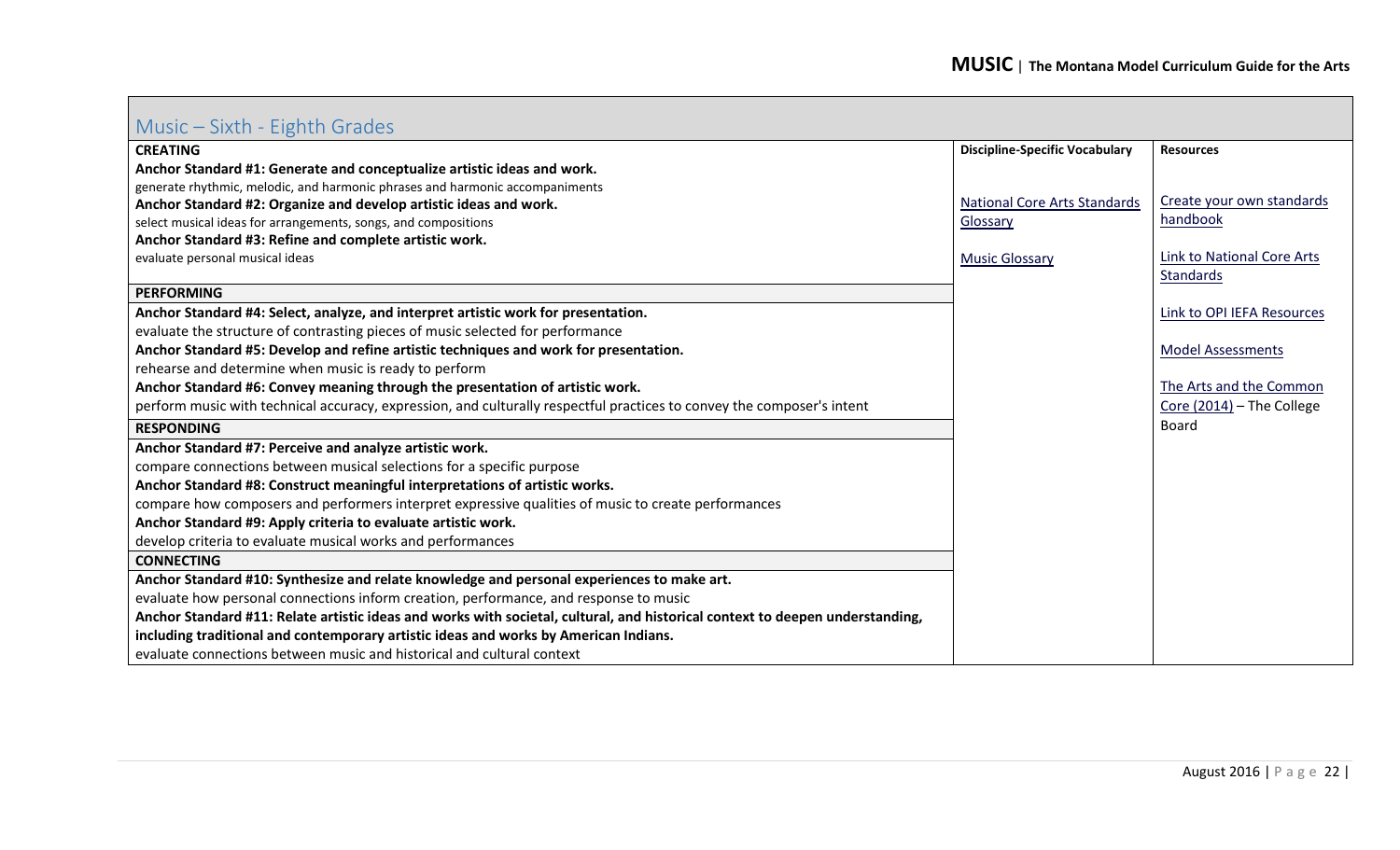## Music –Sixth - Eighth Grades

| CREATING | Discipline-Specific Vocabulary | Resources |
|---|---|---|
| **Anchor Standard #1: Generate and conceptualize artistic ideas and work.**<br>generate rhythmic, melodic, and harmonic phrases and harmonic accompaniments<br>**Anchor Standard #2: Organize and develop artistic ideas and work.**<br>select musical ideas for arrangements, songs, and compositions<br>**Anchor Standard #3: Refine and complete artistic work.**<br>evaluate personal musical ideas | National Core Arts Standards Glossary<br><br>Music Glossary | Create your own standards handbook<br><br>Link to National Core Arts Standards<br><br>Link to OPI IEFA Resources<br><br>Model Assessments<br><br>The Arts and the Common Core (2014) – The College Board |
| **PERFORMING** | | |
| **Anchor Standard #4: Select, analyze, and interpret artistic work for presentation.**<br>evaluate the structure of contrasting pieces of music selected for performance<br>**Anchor Standard #5: Develop and refine artistic techniques and work for presentation.**<br>rehearse and determine when music is ready to perform<br>**Anchor Standard #6: Convey meaning through the presentation of artistic work.**<br>perform music with technical accuracy, expression, and culturally respectful practices to convey the composer's intent | | |
| **RESPONDING** | | |
| **Anchor Standard #7: Perceive and analyze artistic work.**<br>compare connections between musical selections for a specific purpose<br>**Anchor Standard #8: Construct meaningful interpretations of artistic works.**<br>compare how composers and performers interpret expressive qualities of music to create performances<br>**Anchor Standard #9: Apply criteria to evaluate artistic work.**<br>develop criteria to evaluate musical works and performances | | |
| **CONNECTING** | | |
| **Anchor Standard #10: Synthesize and relate knowledge and personal experiences to make art.**<br>evaluate how personal connections inform creation, performance, and response to music<br>**Anchor Standard #11: Relate artistic ideas and works with societal, cultural, and historical context to deepen understanding, including traditional and contemporary artistic ideas and works by American Indians.**<br>evaluate connections between music and historical and cultural context | | |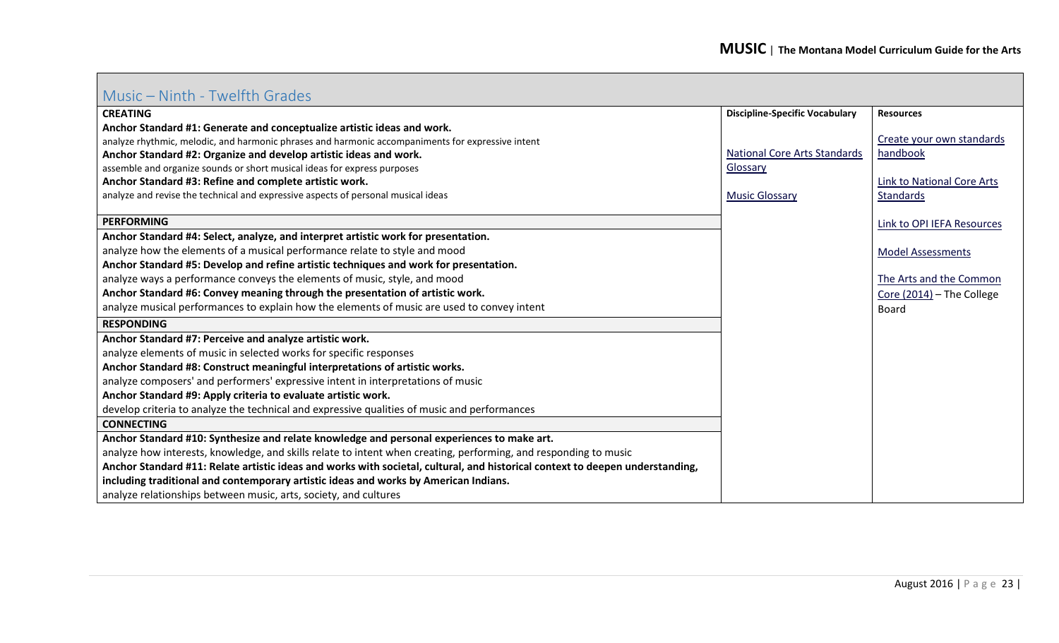## Music –-Ninth - Twelfth Grades

| | Discipline-Specific Vocabulary | Resources |
|---|---|---|
| **CREATING** | | |
| **Anchor Standard #1: Generate and conceptualize artistic ideas and work.** | | Create your own standards handbook |
| analyze rhythmic, melodic, and harmonic phrases and harmonic accompaniments for expressive intent | National Core Arts Standards Glossary | |
| **Anchor Standard #2: Organize and develop artistic ideas and work.** | | Link to National Core Arts Standards |
| assemble and organize sounds or short musical ideas for express purposes | Music Glossary | |
| **Anchor Standard #3: Refine and complete artistic work.** | | Link to OPI IEFA Resources |
| analyze and revise the technical and expressive aspects of personal musical ideas | | |
| **PERFORMING** | | Model Assessments |
| **Anchor Standard #4: Select, analyze, and interpret artistic work for presentation.** | | |
| analyze how the elements of a musical performance relate to style and mood | | The Arts and the Common Core (2014) – The College Board |
| **Anchor Standard #5: Develop and refine artistic techniques and work for presentation.** | | |
| analyze ways a performance conveys the elements of music, style, and mood | | |
| **Anchor Standard #6: Convey meaning through the presentation of artistic work.** | | |
| analyze musical performances to explain how the elements of music are used to convey intent | | |
| **RESPONDING** | | |
| **Anchor Standard #7: Perceive and analyze artistic work.** | | |
| analyze elements of music in selected works for specific responses | | |
| **Anchor Standard #8: Construct meaningful interpretations of artistic works.** | | |
| analyze composers' and performers' expressive intent in interpretations of music | | |
| **Anchor Standard #9: Apply criteria to evaluate artistic work.** | | |
| develop criteria to analyze the technical and expressive qualities of music and performances | | |
| **CONNECTING** | | |
| **Anchor Standard #10: Synthesize and relate knowledge and personal experiences to make art.** | | |
| analyze how interests, knowledge, and skills relate to intent when creating, performing, and responding to music | | |
| **Anchor Standard #11: Relate artistic ideas and works with societal, cultural, and historical context to deepen understanding, including traditional and contemporary artistic ideas and works by American Indians.** | | |
| analyze relationships between music, arts, society, and cultures | | |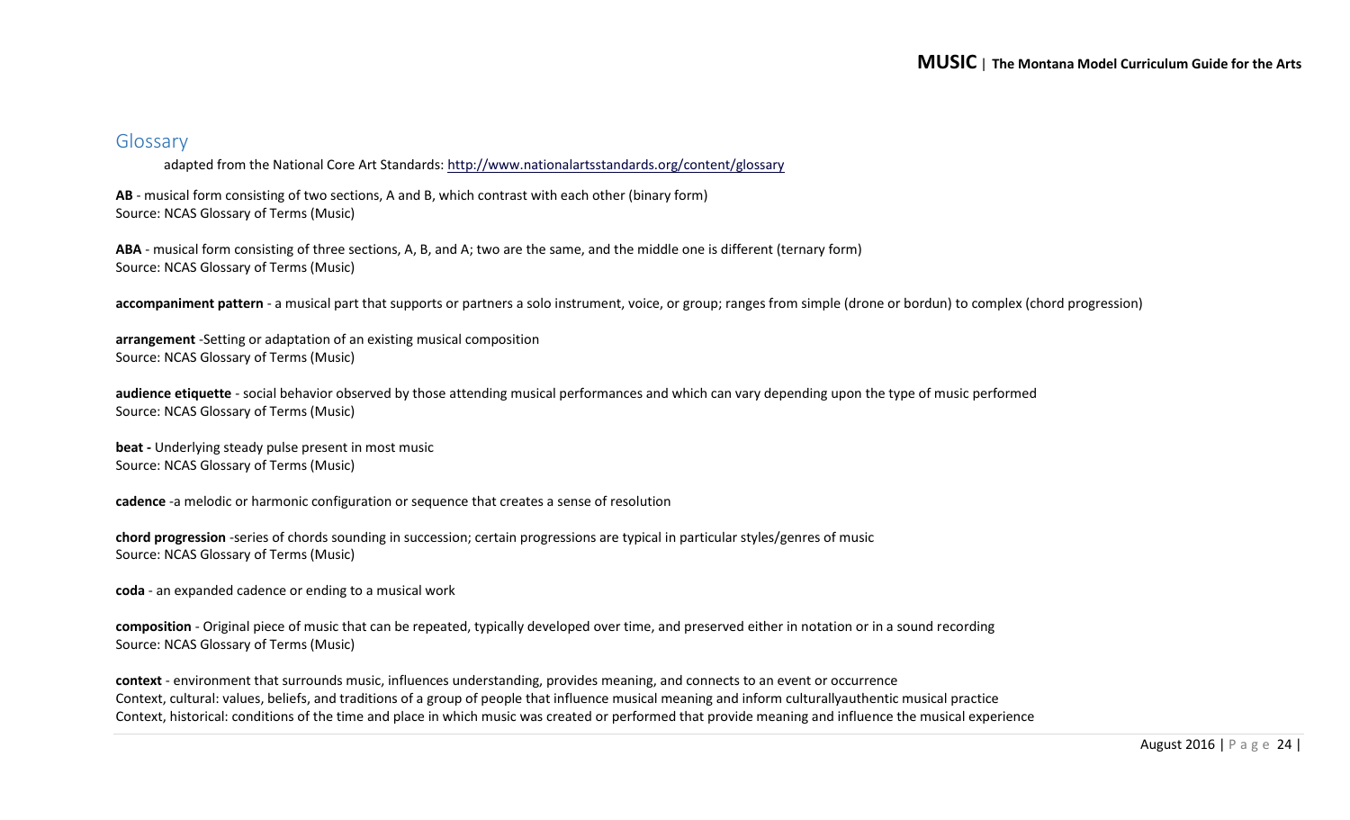## Glossary

adapted from the National Core Art Standards: http://www.nationalartsstandards.org/content/glossary

**AB** - musical form consisting of two sections, A and B, which contrast with each other (binary form)
Source: NCAS Glossary of Terms (Music)

**ABA** - musical form consisting of three sections, A, B, and A; two are the same, and the middle one is different (ternary form)
Source: NCAS Glossary of Terms (Music)

**accompaniment pattern** - a musical part that supports or partners a solo instrument, voice, or group; ranges from simple (drone or bordun) to complex (chord progression)

**arrangement** -Setting or adaptation of an existing musical composition
Source: NCAS Glossary of Terms (Music)

**audience etiquette** - social behavior observed by those attending musical performances and which can vary depending upon the type of music performed
Source: NCAS Glossary of Terms (Music)

**beat -** Underlying steady pulse present in most music
Source: NCAS Glossary of Terms (Music)

**cadence** -a melodic or harmonic configuration or sequence that creates a sense of resolution

**chord progression** -series of chords sounding in succession; certain progressions are typical in particular styles/genres of music
Source: NCAS Glossary of Terms (Music)

**coda** - an expanded cadence or ending to a musical work

**composition** - Original piece of music that can be repeated, typically developed over time, and preserved either in notation or in a sound recording
Source: NCAS Glossary of Terms (Music)

**context** - environment that surrounds music, influences understanding, provides meaning, and connects to an event or occurrence
Context, cultural: values, beliefs, and traditions of a group of people that influence musical meaning and inform culturallyauthentic musical practice
Context, historical: conditions of the time and place in which music was created or performed that provide meaning and influence the musical experience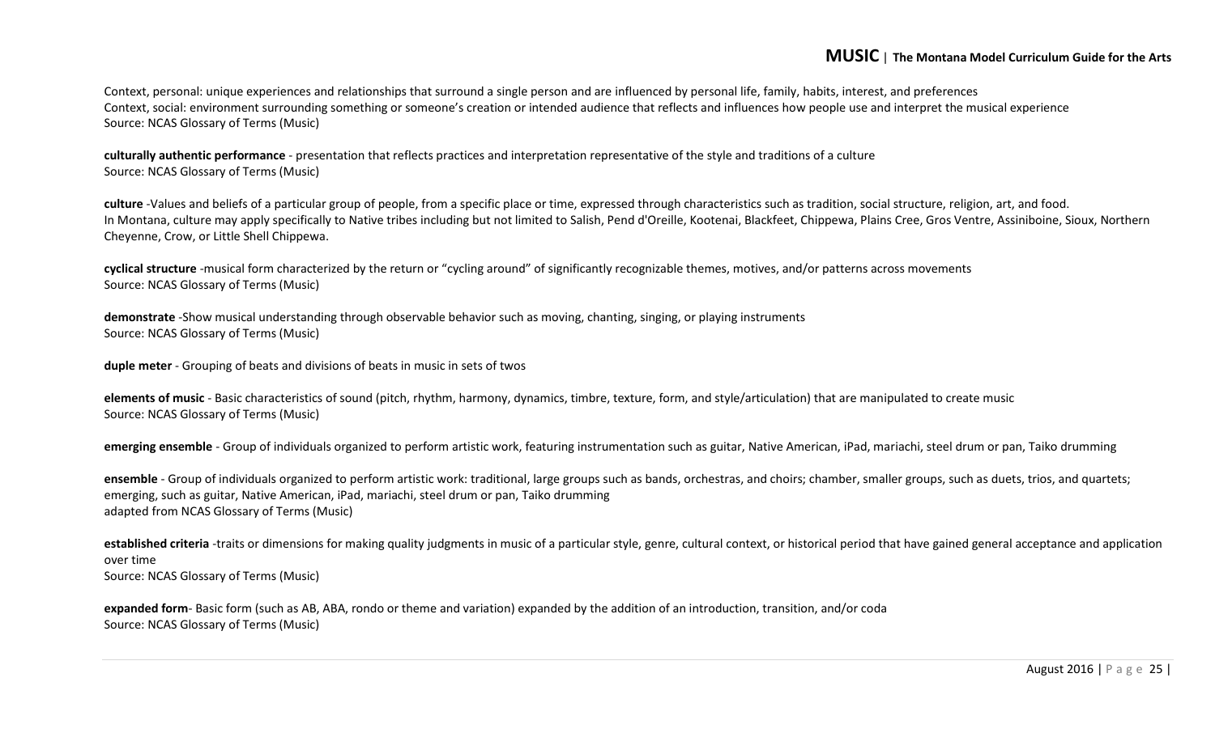Context, personal: unique experiences and relationships that surround a single person and are influenced by personal life, family, habits, interest, and preferences
Context, social: environment surrounding something or someone's creation or intended audience that reflects and influences how people use and interpret the musical experience
Source: NCAS Glossary of Terms (Music)

**culturally authentic performance** - presentation that reflects practices and interpretation representative of the style and traditions of a culture
Source: NCAS Glossary of Terms (Music)

**culture** -Values and beliefs of a particular group of people, from a specific place or time, expressed through characteristics such as tradition, social structure, religion, art, and food.
In Montana, culture may apply specifically to Native tribes including but not limited to Salish, Pend d'Oreille, Kootenai, Blackfeet, Chippewa, Plains Cree, Gros Ventre, Assiniboine, Sioux, Northern Cheyenne, Crow, or Little Shell Chippewa.

**cyclical structure** -musical form characterized by the return or "cycling around" of significantly recognizable themes, motives, and/or patterns across movements
Source: NCAS Glossary of Terms (Music)

**demonstrate** -Show musical understanding through observable behavior such as moving, chanting, singing, or playing instruments
Source: NCAS Glossary of Terms (Music)

**duple meter** - Grouping of beats and divisions of beats in music in sets of twos

**elements of music** - Basic characteristics of sound (pitch, rhythm, harmony, dynamics, timbre, texture, form, and style/articulation) that are manipulated to create music
Source: NCAS Glossary of Terms (Music)

**emerging ensemble** - Group of individuals organized to perform artistic work, featuring instrumentation such as guitar, Native American, iPad, mariachi, steel drum or pan, Taiko drumming

**ensemble** - Group of individuals organized to perform artistic work: traditional, large groups such as bands, orchestras, and choirs; chamber, smaller groups, such as duets, trios, and quartets; emerging, such as guitar, Native American, iPad, mariachi, steel drum or pan, Taiko drumming
adapted from NCAS Glossary of Terms (Music)

**established criteria** -traits or dimensions for making quality judgments in music of a particular style, genre, cultural context, or historical period that have gained general acceptance and application over time
Source: NCAS Glossary of Terms (Music)

**expanded form**- Basic form (such as AB, ABA, rondo or theme and variation) expanded by the addition of an introduction, transition, and/or coda
Source: NCAS Glossary of Terms (Music)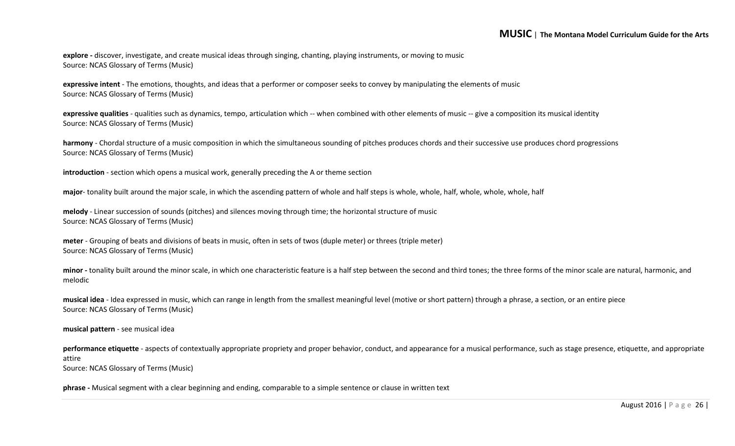**explore -** discover, investigate, and create musical ideas through singing, chanting, playing instruments, or moving to music
Source: NCAS Glossary of Terms (Music)

**expressive intent** - The emotions, thoughts, and ideas that a performer or composer seeks to convey by manipulating the elements of music
Source: NCAS Glossary of Terms (Music)

**expressive qualities** - qualities such as dynamics, tempo, articulation which -- when combined with other elements of music -- give a composition its musical identity
Source: NCAS Glossary of Terms (Music)

**harmony** - Chordal structure of a music composition in which the simultaneous sounding of pitches produces chords and their successive use produces chord progressions
Source: NCAS Glossary of Terms (Music)

**introduction** - section which opens a musical work, generally preceding the A or theme section

**major**- tonality built around the major scale, in which the ascending pattern of whole and half steps is whole, whole, half, whole, whole, whole, half

**melody** - Linear succession of sounds (pitches) and silences moving through time; the horizontal structure of music
Source: NCAS Glossary of Terms (Music)

**meter** - Grouping of beats and divisions of beats in music, often in sets of twos (duple meter) or threes (triple meter)
Source: NCAS Glossary of Terms (Music)

**minor -** tonality built around the minor scale, in which one characteristic feature is a half step between the second and third tones; the three forms of the minor scale are natural, harmonic, and melodic

**musical idea** - Idea expressed in music, which can range in length from the smallest meaningful level (motive or short pattern) through a phrase, a section, or an entire piece
Source: NCAS Glossary of Terms (Music)

**musical pattern** - see musical idea

**performance etiquette** - aspects of contextually appropriate propriety and proper behavior, conduct, and appearance for a musical performance, such as stage presence, etiquette, and appropriate attire
Source: NCAS Glossary of Terms (Music)

**phrase -** Musical segment with a clear beginning and ending, comparable to a simple sentence or clause in written text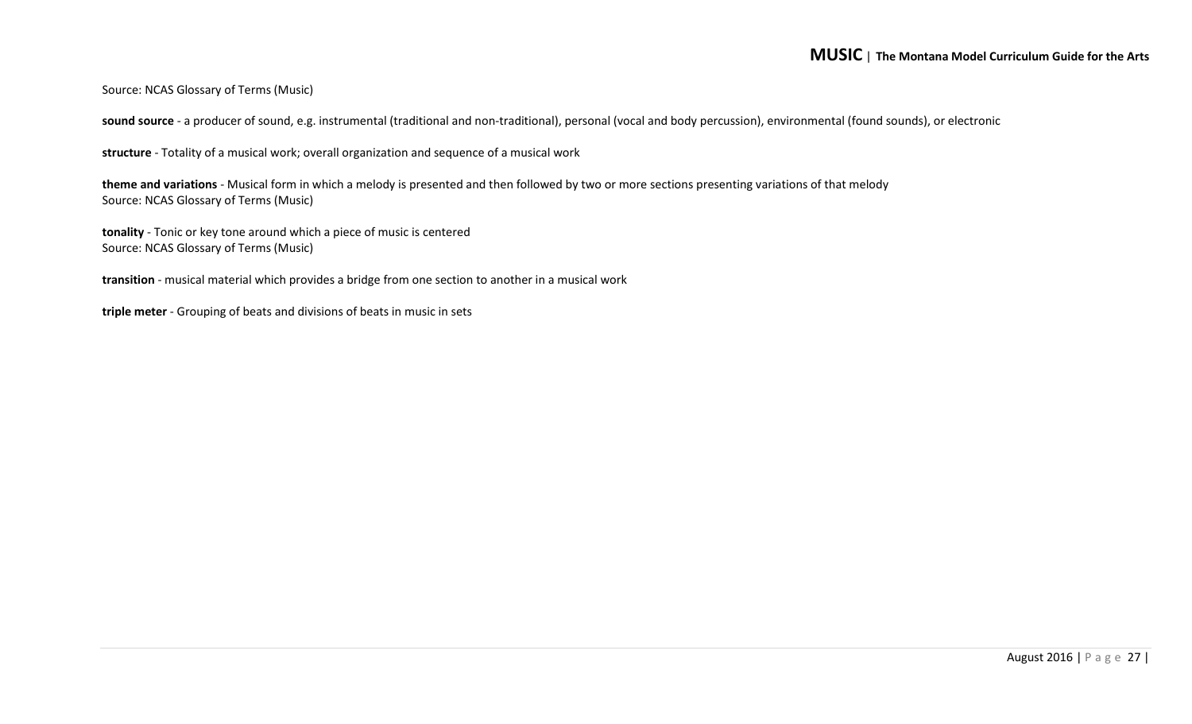Source: NCAS Glossary of Terms (Music)

**sound source** - a producer of sound, e.g. instrumental (traditional and non-traditional), personal (vocal and body percussion), environmental (found sounds), or electronic

**structure** - Totality of a musical work; overall organization and sequence of a musical work

**theme and variations** - Musical form in which a melody is presented and then followed by two or more sections presenting variations of that melody
Source: NCAS Glossary of Terms (Music)

**tonality** - Tonic or key tone around which a piece of music is centered
Source: NCAS Glossary of Terms (Music)

**transition** - musical material which provides a bridge from one section to another in a musical work

**triple meter** - Grouping of beats and divisions of beats in music in sets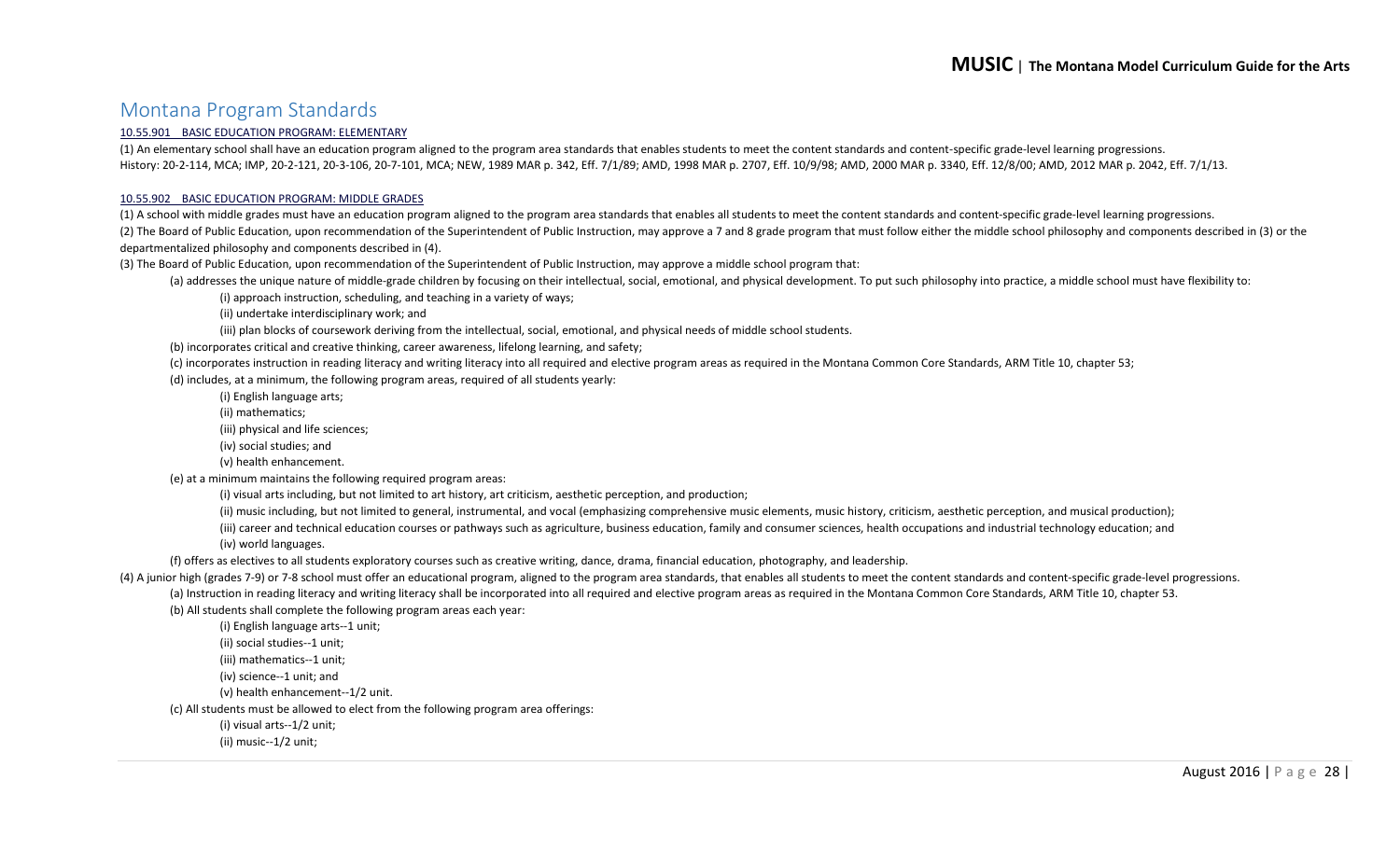# Montana Program Standards

10.55.901 BASIC EDUCATION PROGRAM: ELEMENTARY

(1) An elementary school shall have an education program aligned to the program area standards that enables students to meet the content standards and content-specific grade-level learning progressions.
History: 20-2-114, MCA; IMP, 20-2-121, 20-3-106, 20-7-101, MCA; NEW, 1989 MAR p. 342, Eff. 7/1/89; AMD, 1998 MAR p. 2707, Eff. 10/9/98; AMD, 2000 MAR p. 3340, Eff. 12/8/00; AMD, 2012 MAR p. 2042, Eff. 7/1/13.

10.55.902 BASIC EDUCATION PROGRAM: MIDDLE GRADES

(1) A school with middle grades must have an education program aligned to the program area standards that enables all students to meet the content standards and content-specific grade-level learning progressions.

(2) The Board of Public Education, upon recommendation of the Superintendent of Public Instruction, may approve a 7 and 8 grade program that must follow either the middle school philosophy and components described in (3) or the departmentalized philosophy and components described in (4).

(3) The Board of Public Education, upon recommendation of the Superintendent of Public Instruction, may approve a middle school program that:

- (a) addresses the unique nature of middle-grade children by focusing on their intellectual, social, emotional, and physical development. To put such philosophy into practice, a middle school must have flexibility to:
  - (i) approach instruction, scheduling, and teaching in a variety of ways;
  - (ii) undertake interdisciplinary work; and
  - (iii) plan blocks of coursework deriving from the intellectual, social, emotional, and physical needs of middle school students.
- (b) incorporates critical and creative thinking, career awareness, lifelong learning, and safety;
- (c) incorporates instruction in reading literacy and writing literacy into all required and elective program areas as required in the Montana Common Core Standards, ARM Title 10, chapter 53;
- (d) includes, at a minimum, the following program areas, required of all students yearly:
  - (i) English language arts;
  - (ii) mathematics;
  - (iii) physical and life sciences;
  - (iv) social studies; and
  - (v) health enhancement.
- (e) at a minimum maintains the following required program areas:
  - (i) visual arts including, but not limited to art history, art criticism, aesthetic perception, and production;
  - (ii) music including, but not limited to general, instrumental, and vocal (emphasizing comprehensive music elements, music history, criticism, aesthetic perception, and musical production);
  - (iii) career and technical education courses or pathways such as agriculture, business education, family and consumer sciences, health occupations and industrial technology education; and
  - (iv) world languages.
- (f) offers as electives to all students exploratory courses such as creative writing, dance, drama, financial education, photography, and leadership.

(4) A junior high (grades 7-9) or 7-8 school must offer an educational program, aligned to the program area standards, that enables all students to meet the content standards and content-specific grade-level progressions.

- (a) Instruction in reading literacy and writing literacy shall be incorporated into all required and elective program areas as required in the Montana Common Core Standards, ARM Title 10, chapter 53.
- (b) All students shall complete the following program areas each year:
  - (i) English language arts--1 unit;
  - (ii) social studies--1 unit;
  - (iii) mathematics--1 unit;
  - (iv) science--1 unit; and
  - (v) health enhancement--1/2 unit.
- (c) All students must be allowed to elect from the following program area offerings:
  - (i) visual arts--1/2 unit;
  - (ii) music--1/2 unit;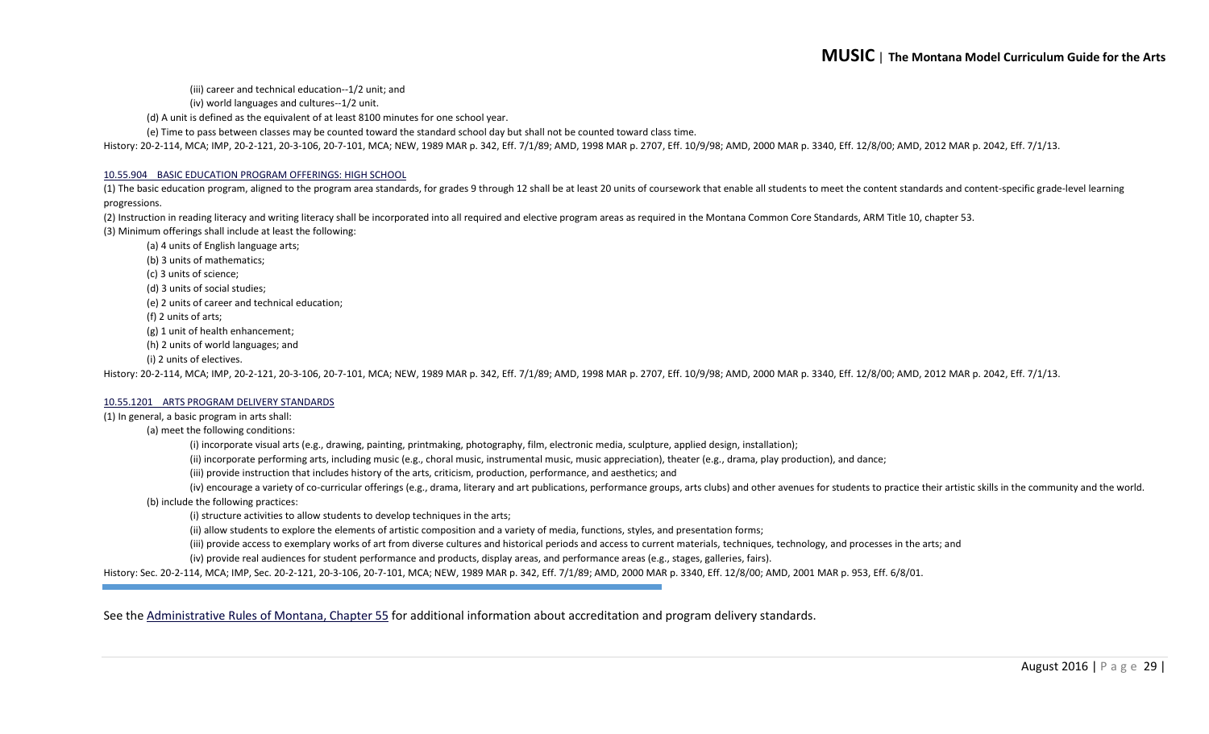(iii) career and technical education--1/2 unit; and

(iv) world languages and cultures--1/2 unit.

(d) A unit is defined as the equivalent of at least 8100 minutes for one school year.

(e) Time to pass between classes may be counted toward the standard school day but shall not be counted toward class time.

History: 20-2-114, MCA; IMP, 20-2-121, 20-3-106, 20-7-101, MCA; NEW, 1989 MAR p. 342, Eff. 7/1/89; AMD, 1998 MAR p. 2707, Eff. 10/9/98; AMD, 2000 MAR p. 3340, Eff. 12/8/00; AMD, 2012 MAR p. 2042, Eff. 7/1/13.

10.55.904 BASIC EDUCATION PROGRAM OFFERINGS: HIGH SCHOOL

(1) The basic education program, aligned to the program area standards, for grades 9 through 12 shall be at least 20 units of coursework that enable all students to meet the content standards and content-specific grade-level learning progressions.

(2) Instruction in reading literacy and writing literacy shall be incorporated into all required and elective program areas as required in the Montana Common Core Standards, ARM Title 10, chapter 53.

(3) Minimum offerings shall include at least the following:

(a) 4 units of English language arts;

(b) 3 units of mathematics;

(c) 3 units of science;

(d) 3 units of social studies;

(e) 2 units of career and technical education;

(f) 2 units of arts;

(g) 1 unit of health enhancement;

(h) 2 units of world languages; and

(i) 2 units of electives.

History: 20-2-114, MCA; IMP, 20-2-121, 20-3-106, 20-7-101, MCA; NEW, 1989 MAR p. 342, Eff. 7/1/89; AMD, 1998 MAR p. 2707, Eff. 10/9/98; AMD, 2000 MAR p. 3340, Eff. 12/8/00; AMD, 2012 MAR p. 2042, Eff. 7/1/13.

10.55.1201 ARTS PROGRAM DELIVERY STANDARDS

(1) In general, a basic program in arts shall:

(a) meet the following conditions:

(i) incorporate visual arts (e.g., drawing, painting, printmaking, photography, film, electronic media, sculpture, applied design, installation);

(ii) incorporate performing arts, including music (e.g., choral music, instrumental music, music appreciation), theater (e.g., drama, play production), and dance;

(iii) provide instruction that includes history of the arts, criticism, production, performance, and aesthetics; and

(iv) encourage a variety of co-curricular offerings (e.g., drama, literary and art publications, performance groups, arts clubs) and other avenues for students to practice their artistic skills in the community and the world.

(b) include the following practices:

(i) structure activities to allow students to develop techniques in the arts;

(ii) allow students to explore the elements of artistic composition and a variety of media, functions, styles, and presentation forms;

(iii) provide access to exemplary works of art from diverse cultures and historical periods and access to current materials, techniques, technology, and processes in the arts; and

(iv) provide real audiences for student performance and products, display areas, and performance areas (e.g., stages, galleries, fairs).

History: Sec. 20-2-114, MCA; IMP, Sec. 20-2-121, 20-3-106, 20-7-101, MCA; NEW, 1989 MAR p. 342, Eff. 7/1/89; AMD, 2000 MAR p. 3340, Eff. 12/8/00; AMD, 2001 MAR p. 953, Eff. 6/8/01.

---

See the Administrative Rules of Montana, Chapter 55 for additional information about accreditation and program delivery standards.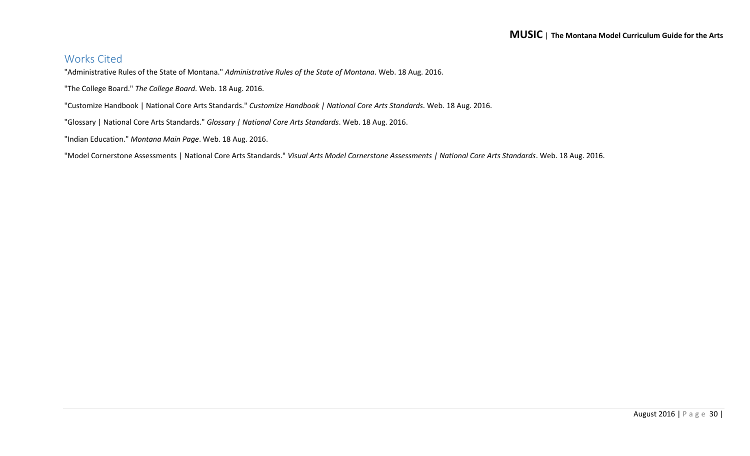## Works Cited

"Administrative Rules of the State of Montana." *Administrative Rules of the State of Montana*. Web. 18 Aug. 2016.

"The College Board." *The College Board*. Web. 18 Aug. 2016.

"Customize Handbook | National Core Arts Standards." *Customize Handbook | National Core Arts Standards*. Web. 18 Aug. 2016.

"Glossary | National Core Arts Standards." *Glossary | National Core Arts Standards*. Web. 18 Aug. 2016.

"Indian Education." *Montana Main Page*. Web. 18 Aug. 2016.

"Model Cornerstone Assessments | National Core Arts Standards." *Visual Arts Model Cornerstone Assessments | National Core Arts Standards*. Web. 18 Aug. 2016.